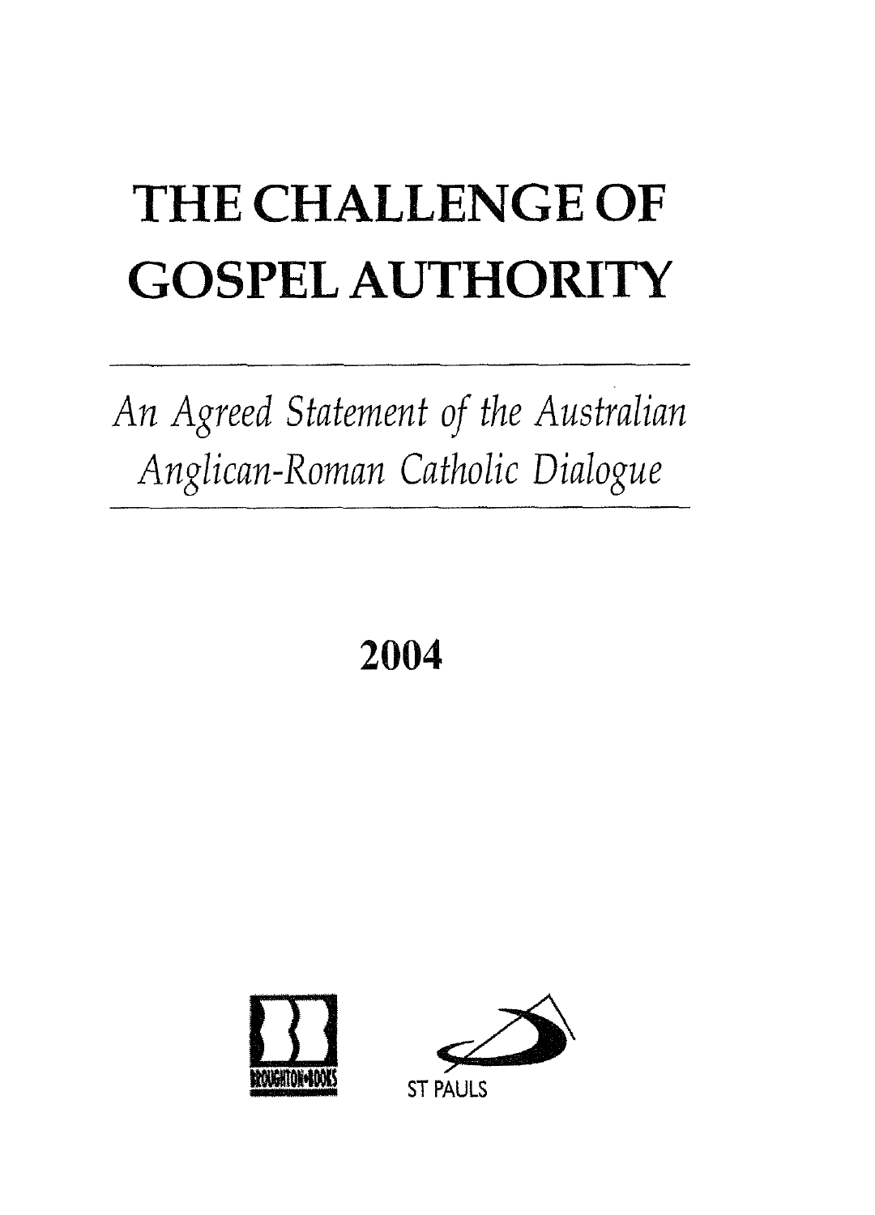# THE CHALLENGE OF GOSPEL AUTHORITY

*An Agreed Statement of the Australian Anglican-Roman Catholic Dialogue*

**2004**

BROUGHTON BOOKS

ST PAULS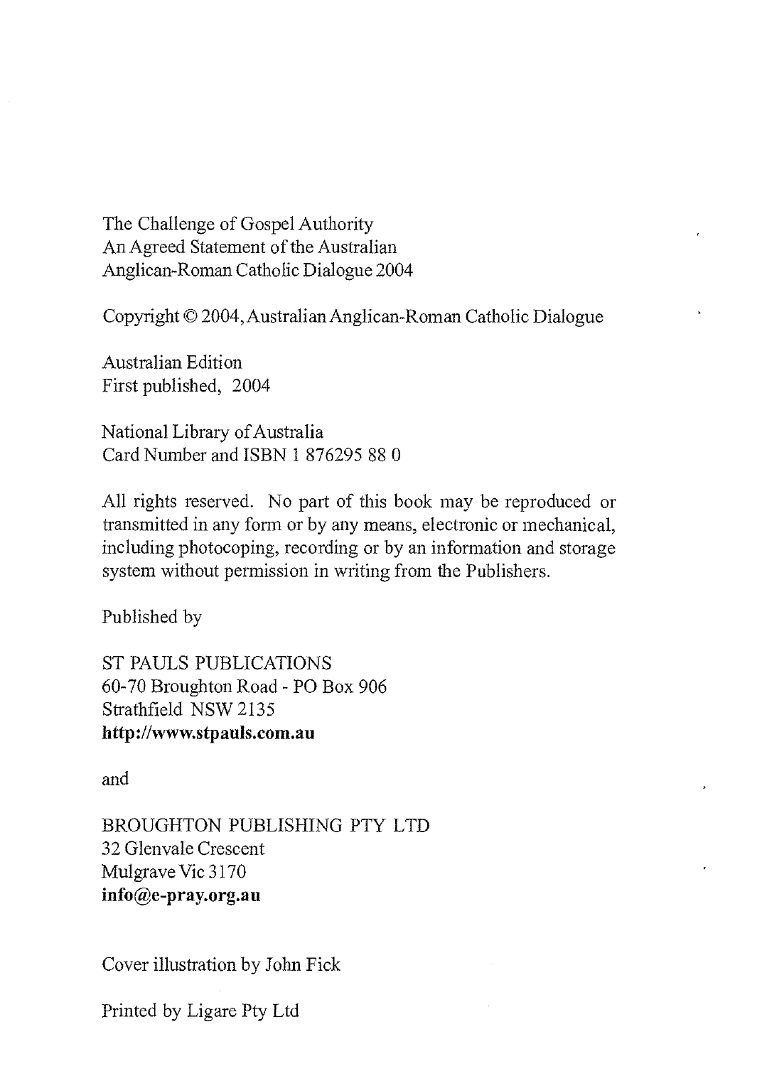The Challenge of Gospel Authority
An Agreed Statement of the Australian
Anglican-Roman Catholic Dialogue 2004

Copyright © 2004, Australian Anglican-Roman Catholic Dialogue

Australian Edition
First published, 2004

National Library of Australia
Card Number and ISBN 1 876295 88 0

All rights reserved. No part of this book may be reproduced or transmitted in any form or by any means, electronic or mechanical, including photocoping, recording or by an information and storage system without permission in writing from the Publishers.

Published by

ST PAULS PUBLICATIONS
60-70 Broughton Road - PO Box 906
Strathfield NSW 2135
**http://www.stpauls.com.au**

and

BROUGHTON PUBLISHING PTY LTD
32 Glenvale Crescent
Mulgrave Vic 3170
**info@e-pray.org.au**

Cover illustration by John Fick

Printed by Ligare Pty Ltd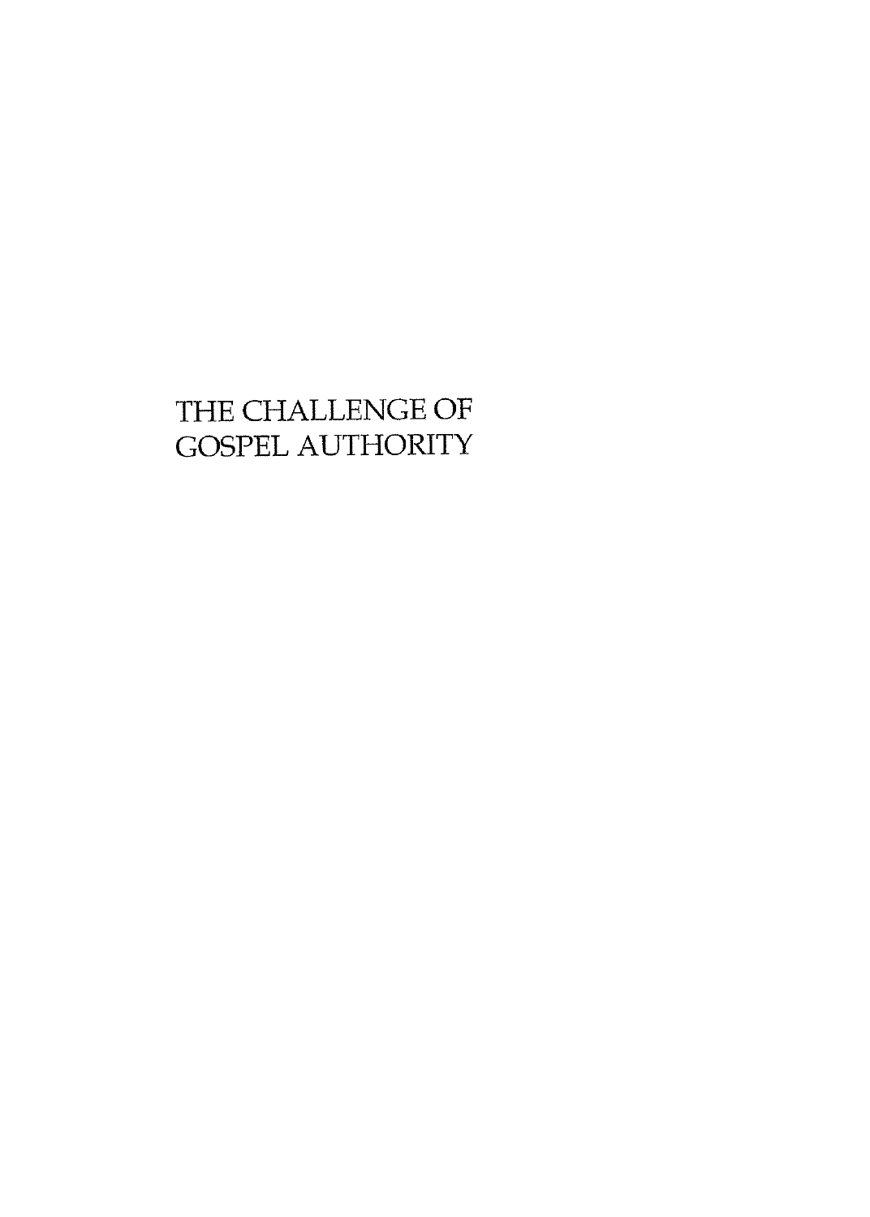# THE CHALLENGE OF GOSPEL AUTHORITY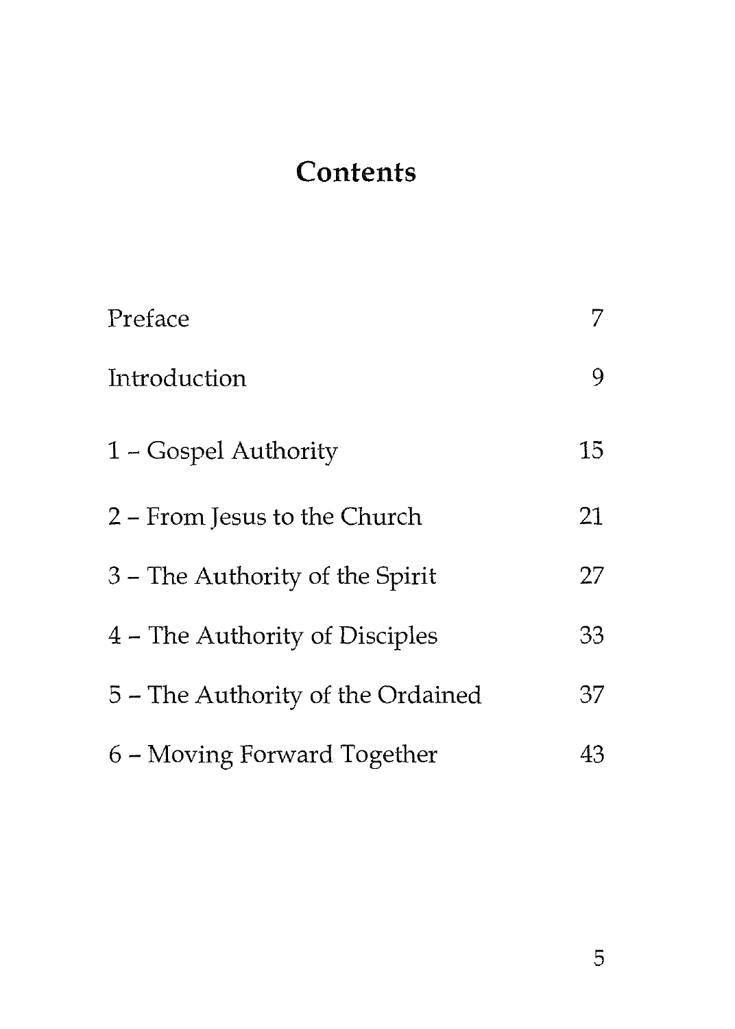# Contents

| | |
|---|---|
| Preface | 7 |
| Introduction | 9 |
| 1 – Gospel Authority | 15 |
| 2 – From Jesus to the Church | 21 |
| 3 – The Authority of the Spirit | 27 |
| 4 – The Authority of Disciples | 33 |
| 5 – The Authority of the Ordained | 37 |
| 6 – Moving Forward Together | 43 |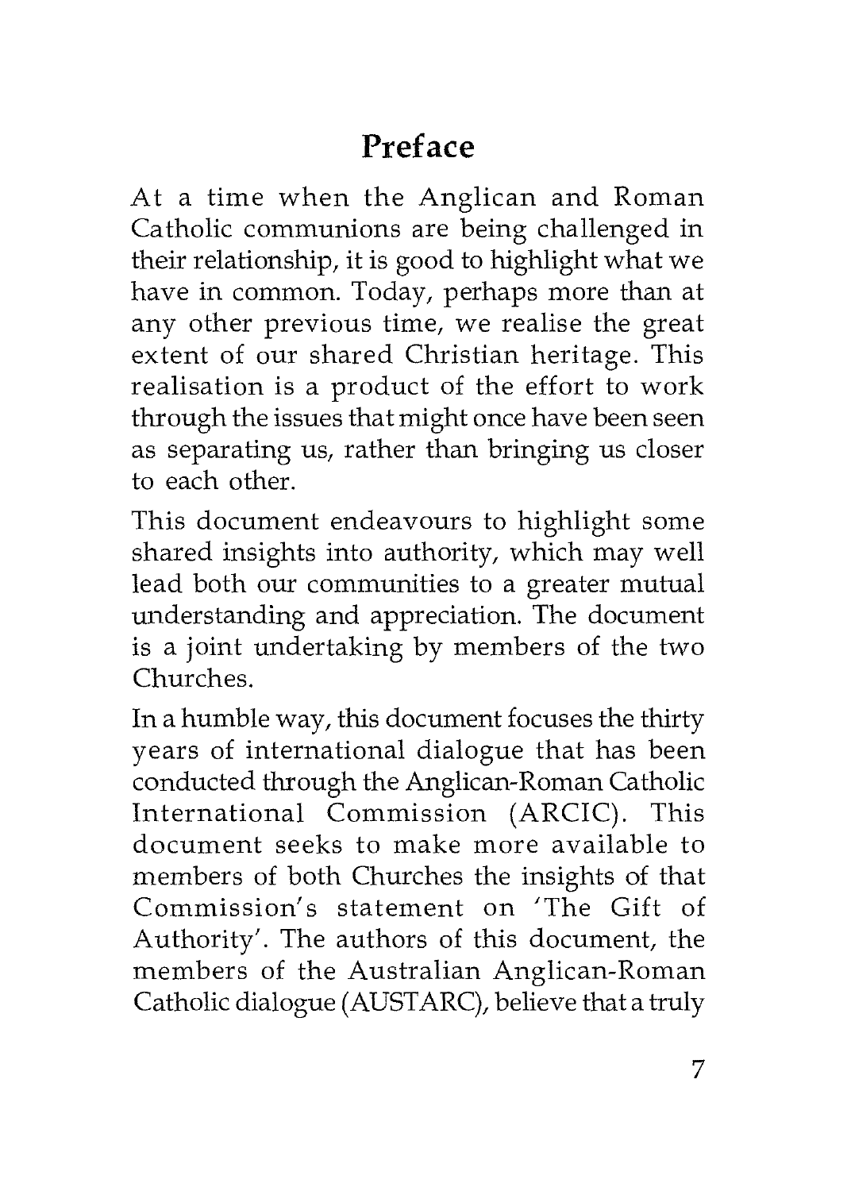# Preface

At a time when the Anglican and Roman Catholic communions are being challenged in their relationship, it is good to highlight what we have in common. Today, perhaps more than at any other previous time, we realise the great extent of our shared Christian heritage. This realisation is a product of the effort to work through the issues that might once have been seen as separating us, rather than bringing us closer to each other.

This document endeavours to highlight some shared insights into authority, which may well lead both our communities to a greater mutual understanding and appreciation. The document is a joint undertaking by members of the two Churches.

In a humble way, this document focuses the thirty years of international dialogue that has been conducted through the Anglican-Roman Catholic International Commission (ARCIC). This document seeks to make more available to members of both Churches the insights of that Commission's statement on 'The Gift of Authority'. The authors of this document, the members of the Australian Anglican-Roman Catholic dialogue (AUSTARC), believe that a truly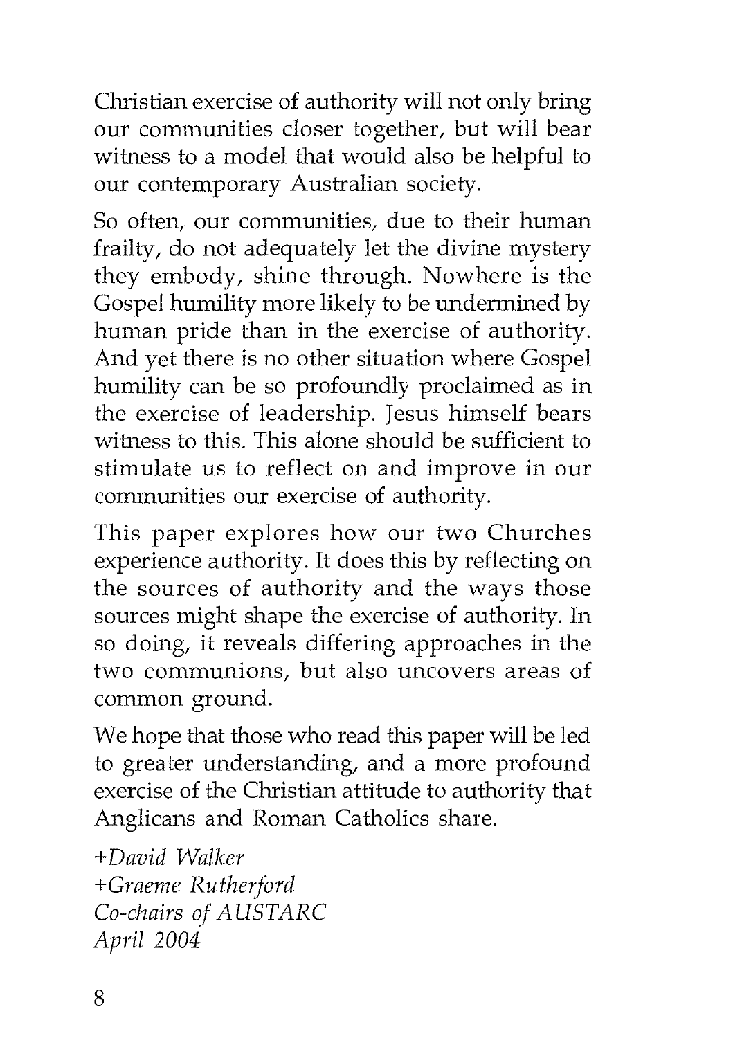Christian exercise of authority will not only bring our communities closer together, but will bear witness to a model that would also be helpful to our contemporary Australian society.

So often, our communities, due to their human frailty, do not adequately let the divine mystery they embody, shine through. Nowhere is the Gospel humility more likely to be undermined by human pride than in the exercise of authority. And yet there is no other situation where Gospel humility can be so profoundly proclaimed as in the exercise of leadership. Jesus himself bears witness to this. This alone should be sufficient to stimulate us to reflect on and improve in our communities our exercise of authority.

This paper explores how our two Churches experience authority. It does this by reflecting on the sources of authority and the ways those sources might shape the exercise of authority. In so doing, it reveals differing approaches in the two communions, but also uncovers areas of common ground.

We hope that those who read this paper will be led to greater understanding, and a more profound exercise of the Christian attitude to authority that Anglicans and Roman Catholics share.

*+David Walker*
*+Graeme Rutherford*
*Co-chairs of AUSTARC*
*April 2004*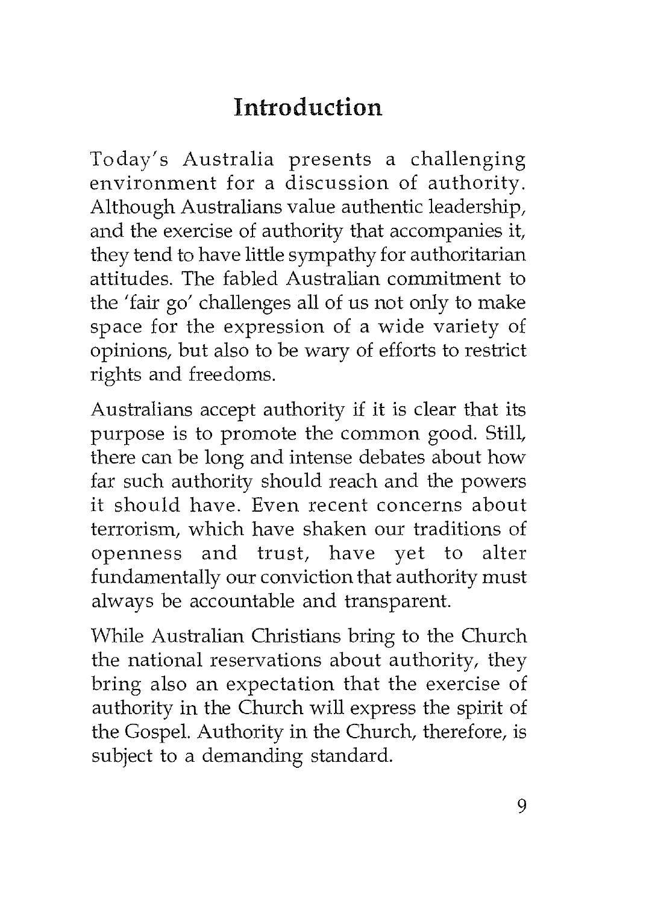# Introduction

Today's Australia presents a challenging environment for a discussion of authority. Although Australians value authentic leadership, and the exercise of authority that accompanies it, they tend to have little sympathy for authoritarian attitudes. The fabled Australian commitment to the 'fair go' challenges all of us not only to make space for the expression of a wide variety of opinions, but also to be wary of efforts to restrict rights and freedoms.

Australians accept authority if it is clear that its purpose is to promote the common good. Still, there can be long and intense debates about how far such authority should reach and the powers it should have. Even recent concerns about terrorism, which have shaken our traditions of openness and trust, have yet to alter fundamentally our conviction that authority must always be accountable and transparent.

While Australian Christians bring to the Church the national reservations about authority, they bring also an expectation that the exercise of authority in the Church will express the spirit of the Gospel. Authority in the Church, therefore, is subject to a demanding standard.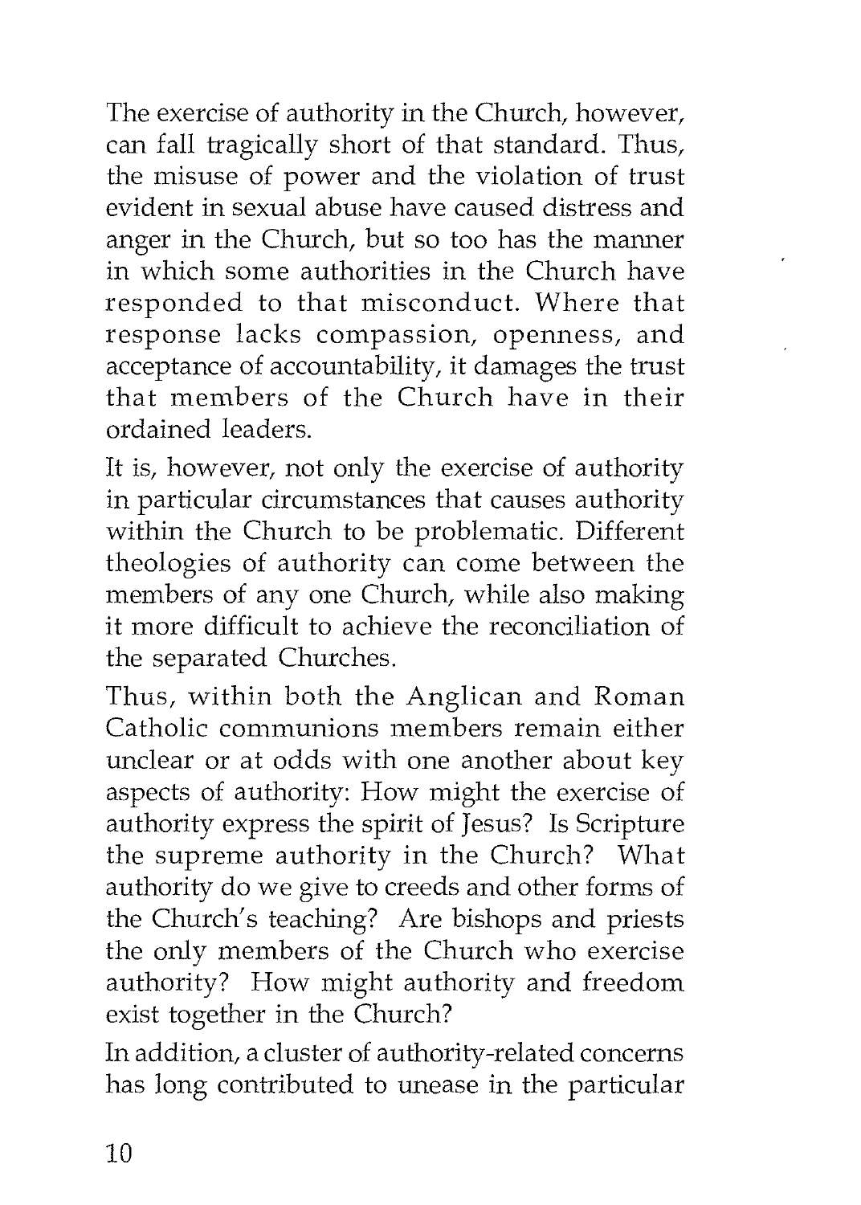The exercise of authority in the Church, however, can fall tragically short of that standard. Thus, the misuse of power and the violation of trust evident in sexual abuse have caused distress and anger in the Church, but so too has the manner in which some authorities in the Church have responded to that misconduct. Where that response lacks compassion, openness, and acceptance of accountability, it damages the trust that members of the Church have in their ordained leaders.

It is, however, not only the exercise of authority in particular circumstances that causes authority within the Church to be problematic. Different theologies of authority can come between the members of any one Church, while also making it more difficult to achieve the reconciliation of the separated Churches.

Thus, within both the Anglican and Roman Catholic communions members remain either unclear or at odds with one another about key aspects of authority: How might the exercise of authority express the spirit of Jesus? Is Scripture the supreme authority in the Church? What authority do we give to creeds and other forms of the Church's teaching? Are bishops and priests the only members of the Church who exercise authority? How might authority and freedom exist together in the Church?

In addition, a cluster of authority-related concerns has long contributed to unease in the particular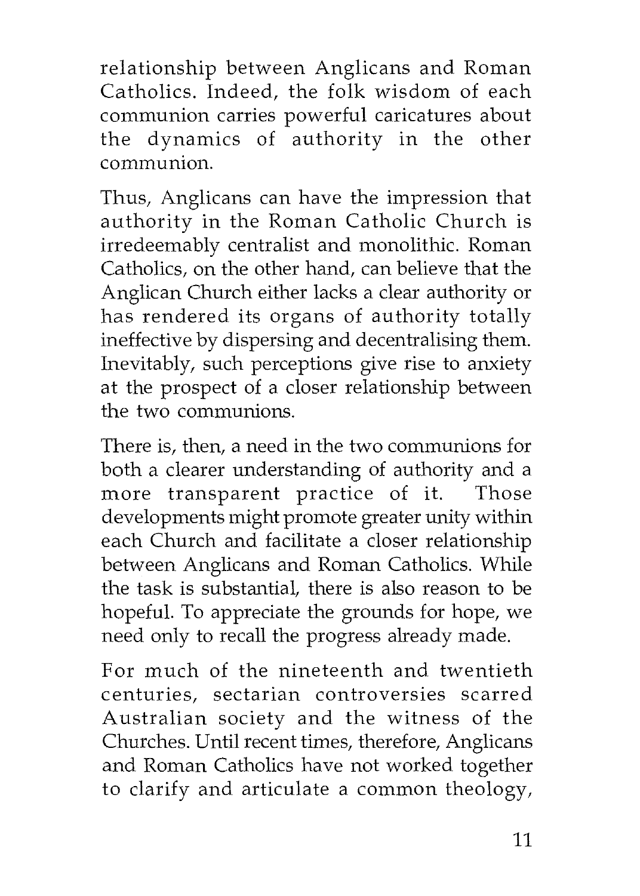relationship between Anglicans and Roman Catholics. Indeed, the folk wisdom of each communion carries powerful caricatures about the dynamics of authority in the other communion.

Thus, Anglicans can have the impression that authority in the Roman Catholic Church is irredeemably centralist and monolithic. Roman Catholics, on the other hand, can believe that the Anglican Church either lacks a clear authority or has rendered its organs of authority totally ineffective by dispersing and decentralising them. Inevitably, such perceptions give rise to anxiety at the prospect of a closer relationship between the two communions.

There is, then, a need in the two communions for both a clearer understanding of authority and a more transparent practice of it. Those developments might promote greater unity within each Church and facilitate a closer relationship between Anglicans and Roman Catholics. While the task is substantial, there is also reason to be hopeful. To appreciate the grounds for hope, we need only to recall the progress already made.

For much of the nineteenth and twentieth centuries, sectarian controversies scarred Australian society and the witness of the Churches. Until recent times, therefore, Anglicans and Roman Catholics have not worked together to clarify and articulate a common theology,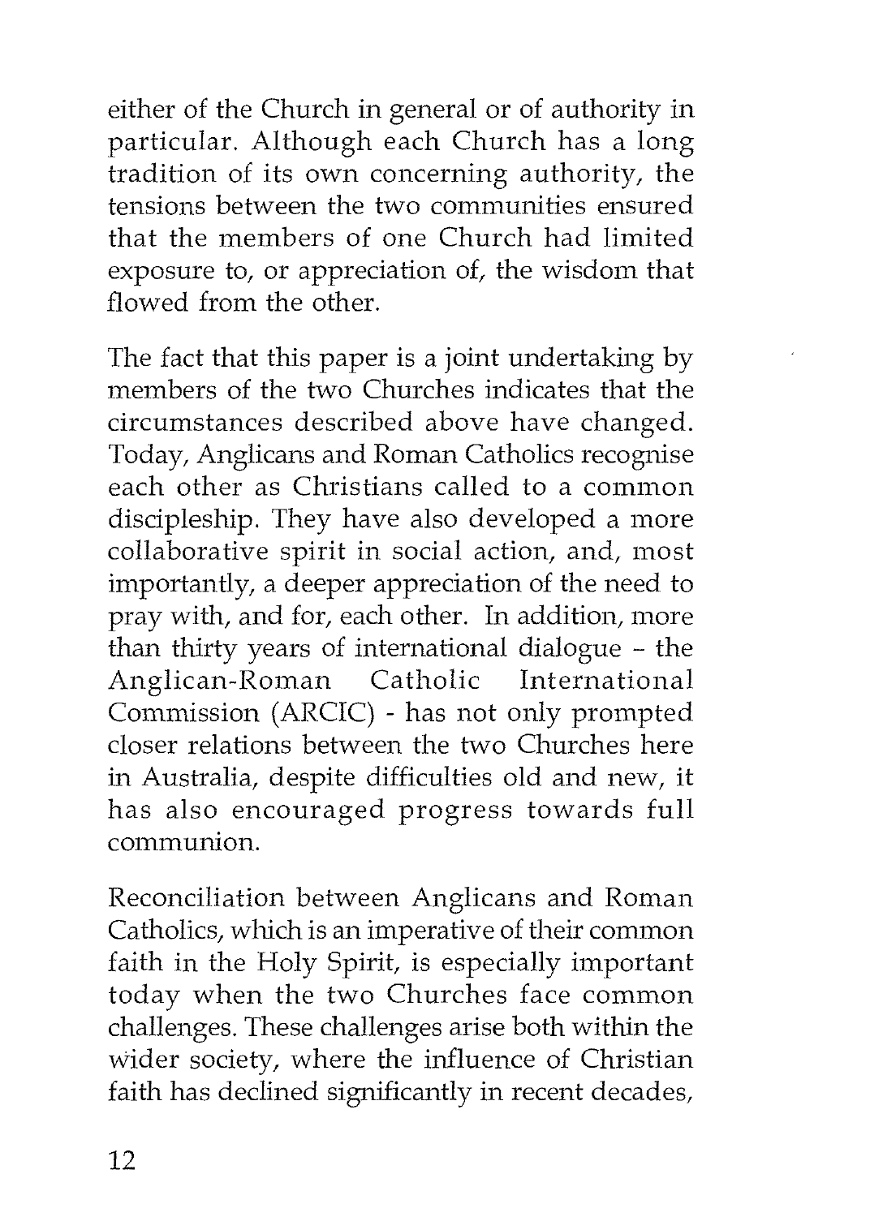either of the Church in general or of authority in particular. Although each Church has a long tradition of its own concerning authority, the tensions between the two communities ensured that the members of one Church had limited exposure to, or appreciation of, the wisdom that flowed from the other.

The fact that this paper is a joint undertaking by members of the two Churches indicates that the circumstances described above have changed. Today, Anglicans and Roman Catholics recognise each other as Christians called to a common discipleship. They have also developed a more collaborative spirit in social action, and, most importantly, a deeper appreciation of the need to pray with, and for, each other. In addition, more than thirty years of international dialogue - the Anglican-Roman Catholic International Commission (ARCIC) - has not only prompted closer relations between the two Churches here in Australia, despite difficulties old and new, it has also encouraged progress towards full communion.

Reconciliation between Anglicans and Roman Catholics, which is an imperative of their common faith in the Holy Spirit, is especially important today when the two Churches face common challenges. These challenges arise both within the wider society, where the influence of Christian faith has declined significantly in recent decades,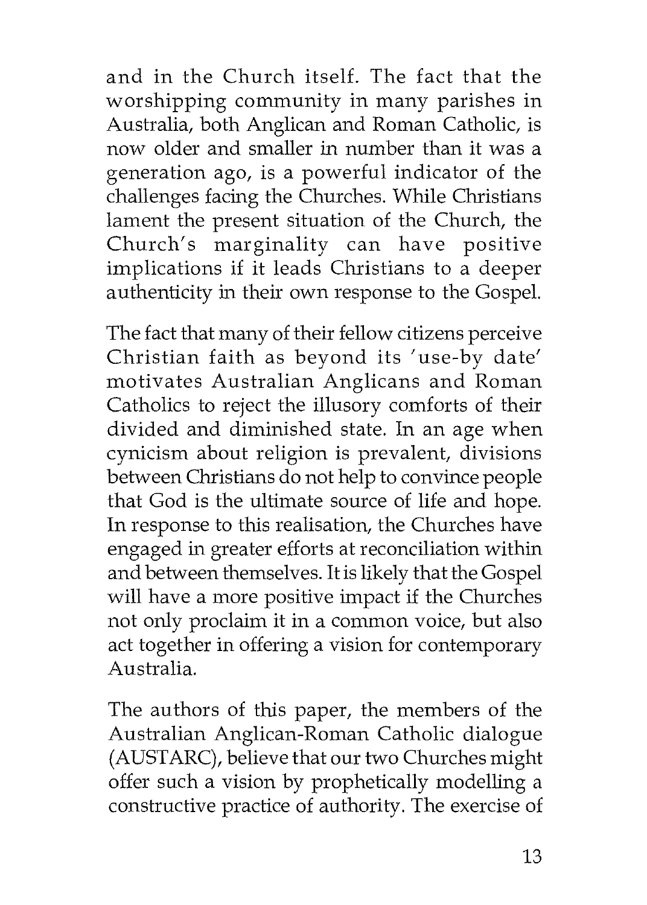and in the Church itself. The fact that the worshipping community in many parishes in Australia, both Anglican and Roman Catholic, is now older and smaller in number than it was a generation ago, is a powerful indicator of the challenges facing the Churches. While Christians lament the present situation of the Church, the Church's marginality can have positive implications if it leads Christians to a deeper authenticity in their own response to the Gospel.

The fact that many of their fellow citizens perceive Christian faith as beyond its 'use-by date' motivates Australian Anglicans and Roman Catholics to reject the illusory comforts of their divided and diminished state. In an age when cynicism about religion is prevalent, divisions between Christians do not help to convince people that God is the ultimate source of life and hope. In response to this realisation, the Churches have engaged in greater efforts at reconciliation within and between themselves. It is likely that the Gospel will have a more positive impact if the Churches not only proclaim it in a common voice, but also act together in offering a vision for contemporary Australia.

The authors of this paper, the members of the Australian Anglican-Roman Catholic dialogue (AUSTARC), believe that our two Churches might offer such a vision by prophetically modelling a constructive practice of authority. The exercise of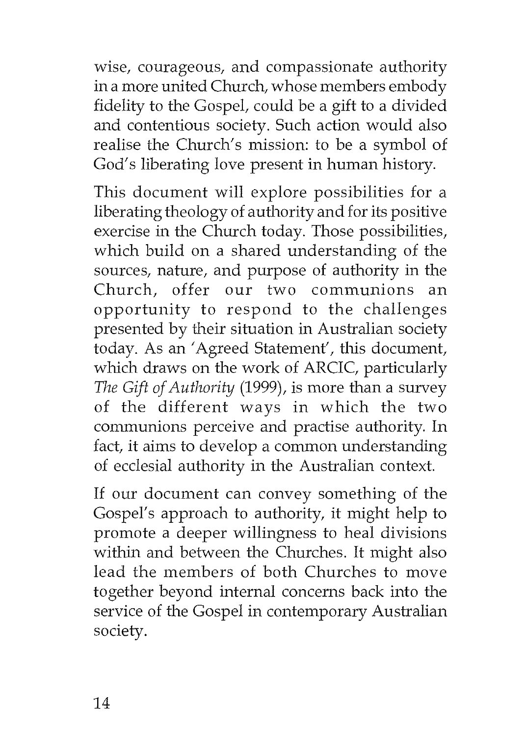wise, courageous, and compassionate authority in a more united Church, whose members embody fidelity to the Gospel, could be a gift to a divided and contentious society. Such action would also realise the Church's mission: to be a symbol of God's liberating love present in human history.

This document will explore possibilities for a liberating theology of authority and for its positive exercise in the Church today. Those possibilities, which build on a shared understanding of the sources, nature, and purpose of authority in the Church, offer our two communions an opportunity to respond to the challenges presented by their situation in Australian society today. As an 'Agreed Statement', this document, which draws on the work of ARCIC, particularly *The Gift of Authority* (1999), is more than a survey of the different ways in which the two communions perceive and practise authority. In fact, it aims to develop a common understanding of ecclesial authority in the Australian context.

If our document can convey something of the Gospel's approach to authority, it might help to promote a deeper willingness to heal divisions within and between the Churches. It might also lead the members of both Churches to move together beyond internal concerns back into the service of the Gospel in contemporary Australian society.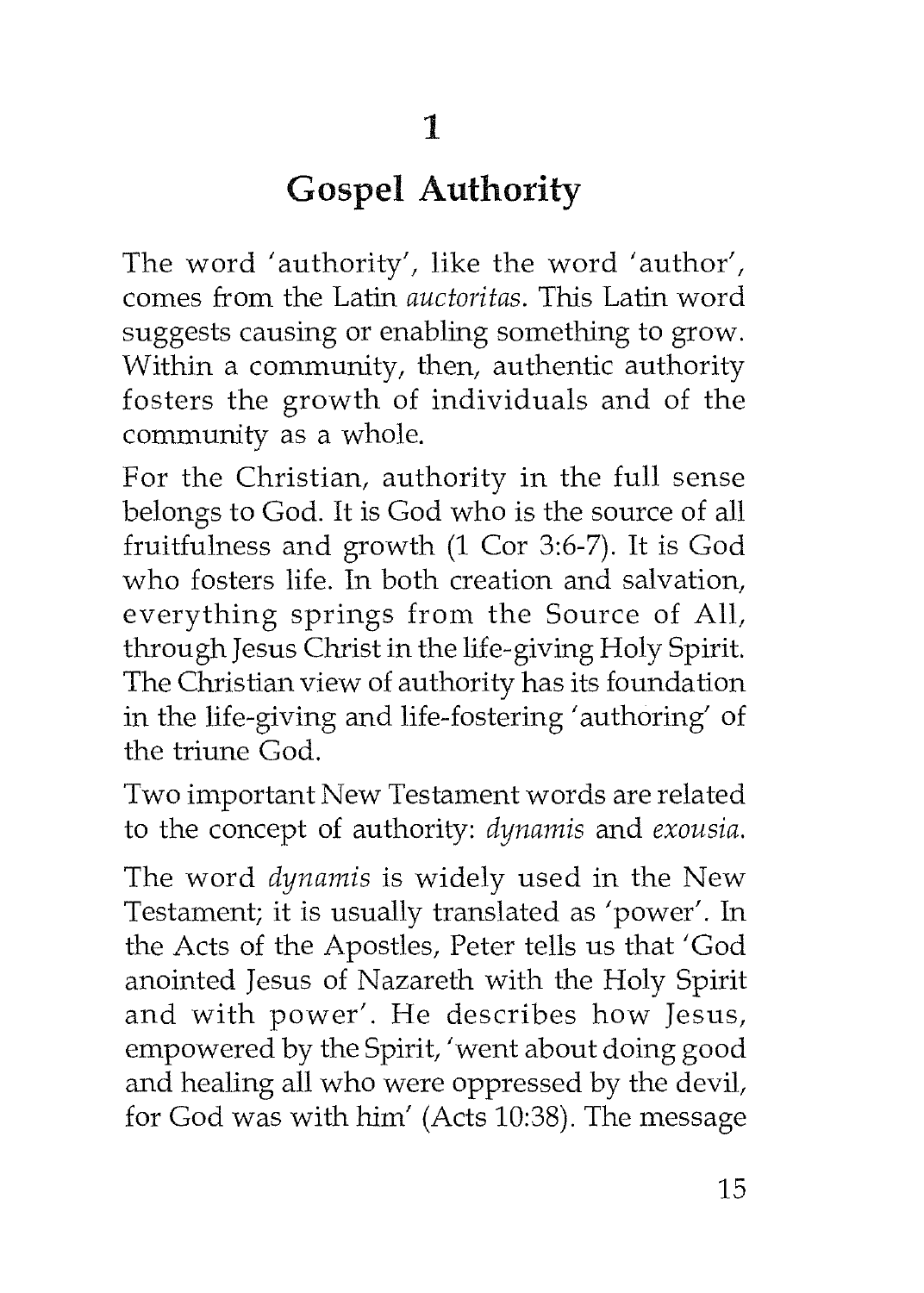# 1

# Gospel Authority

The word 'authority', like the word 'author', comes from the Latin *auctoritas*. This Latin word suggests causing or enabling something to grow. Within a community, then, authentic authority fosters the growth of individuals and of the community as a whole.

For the Christian, authority in the full sense belongs to God. It is God who is the source of all fruitfulness and growth (1 Cor 3:6-7). It is God who fosters life. In both creation and salvation, everything springs from the Source of All, through Jesus Christ in the life-giving Holy Spirit. The Christian view of authority has its foundation in the life-giving and life-fostering 'authoring' of the triune God.

Two important New Testament words are related to the concept of authority: *dynamis* and *exousia*.

The word *dynamis* is widely used in the New Testament; it is usually translated as 'power'. In the Acts of the Apostles, Peter tells us that 'God anointed Jesus of Nazareth with the Holy Spirit and with power'. He describes how Jesus, empowered by the Spirit, 'went about doing good and healing all who were oppressed by the devil, for God was with him' (Acts 10:38). The message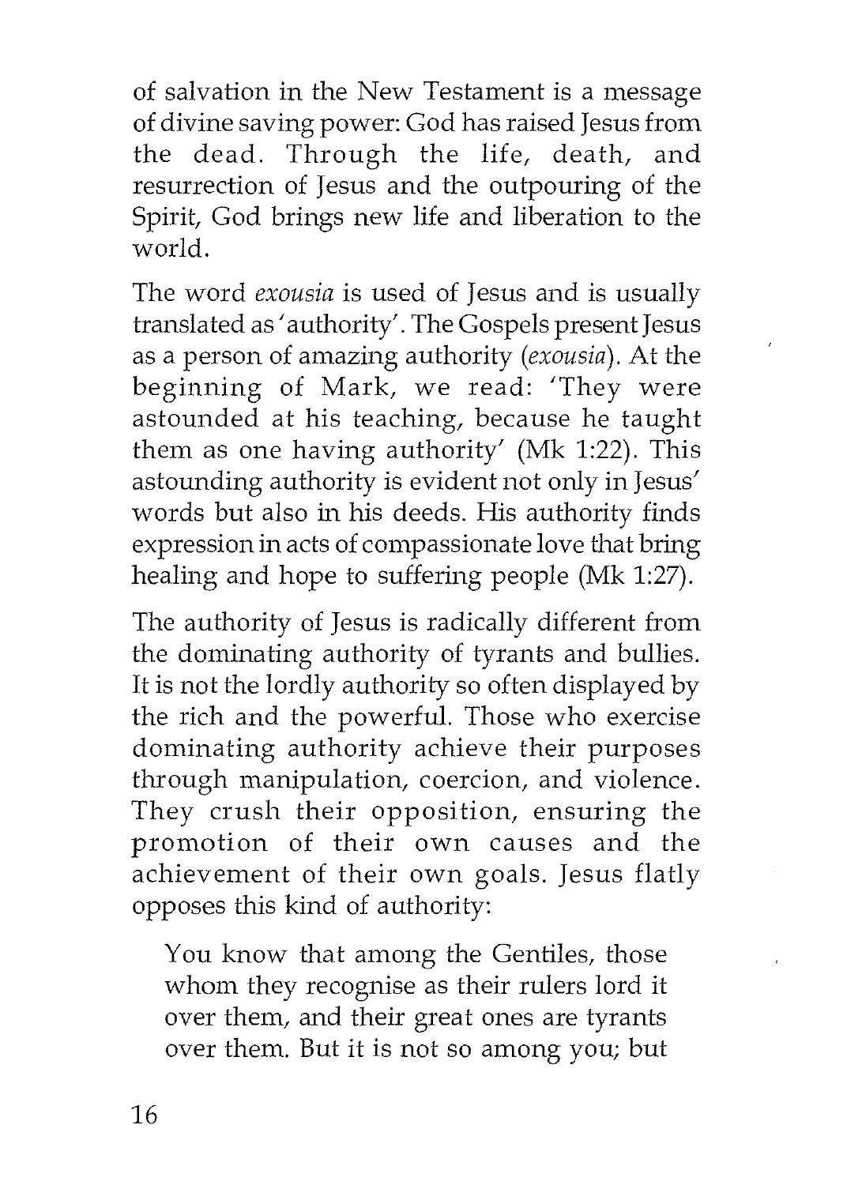of salvation in the New Testament is a message of divine saving power: God has raised Jesus from the dead. Through the life, death, and resurrection of Jesus and the outpouring of the Spirit, God brings new life and liberation to the world.

The word *exousia* is used of Jesus and is usually translated as 'authority'. The Gospels present Jesus as a person of amazing authority (*exousia*). At the beginning of Mark, we read: 'They were astounded at his teaching, because he taught them as one having authority' (Mk 1:22). This astounding authority is evident not only in Jesus' words but also in his deeds. His authority finds expression in acts of compassionate love that bring healing and hope to suffering people (Mk 1:27).

The authority of Jesus is radically different from the dominating authority of tyrants and bullies. It is not the lordly authority so often displayed by the rich and the powerful. Those who exercise dominating authority achieve their purposes through manipulation, coercion, and violence. They crush their opposition, ensuring the promotion of their own causes and the achievement of their own goals. Jesus flatly opposes this kind of authority:

> You know that among the Gentiles, those whom they recognise as their rulers lord it over them, and their great ones are tyrants over them. But it is not so among you; but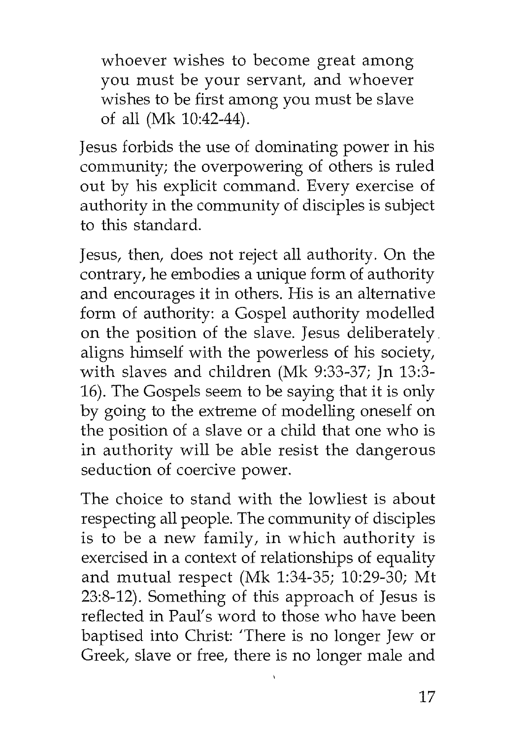> whoever wishes to become great among you must be your servant, and whoever wishes to be first among you must be slave of all (Mk 10:42-44).

Jesus forbids the use of dominating power in his community; the overpowering of others is ruled out by his explicit command. Every exercise of authority in the community of disciples is subject to this standard.

Jesus, then, does not reject all authority. On the contrary, he embodies a unique form of authority and encourages it in others. His is an alternative form of authority: a Gospel authority modelled on the position of the slave. Jesus deliberately aligns himself with the powerless of his society, with slaves and children (Mk 9:33-37; Jn 13:3-16). The Gospels seem to be saying that it is only by going to the extreme of modelling oneself on the position of a slave or a child that one who is in authority will be able resist the dangerous seduction of coercive power.

The choice to stand with the lowliest is about respecting all people. The community of disciples is to be a new family, in which authority is exercised in a context of relationships of equality and mutual respect (Mk 1:34-35; 10:29-30; Mt 23:8-12). Something of this approach of Jesus is reflected in Paul's word to those who have been baptised into Christ: 'There is no longer Jew or Greek, slave or free, there is no longer male and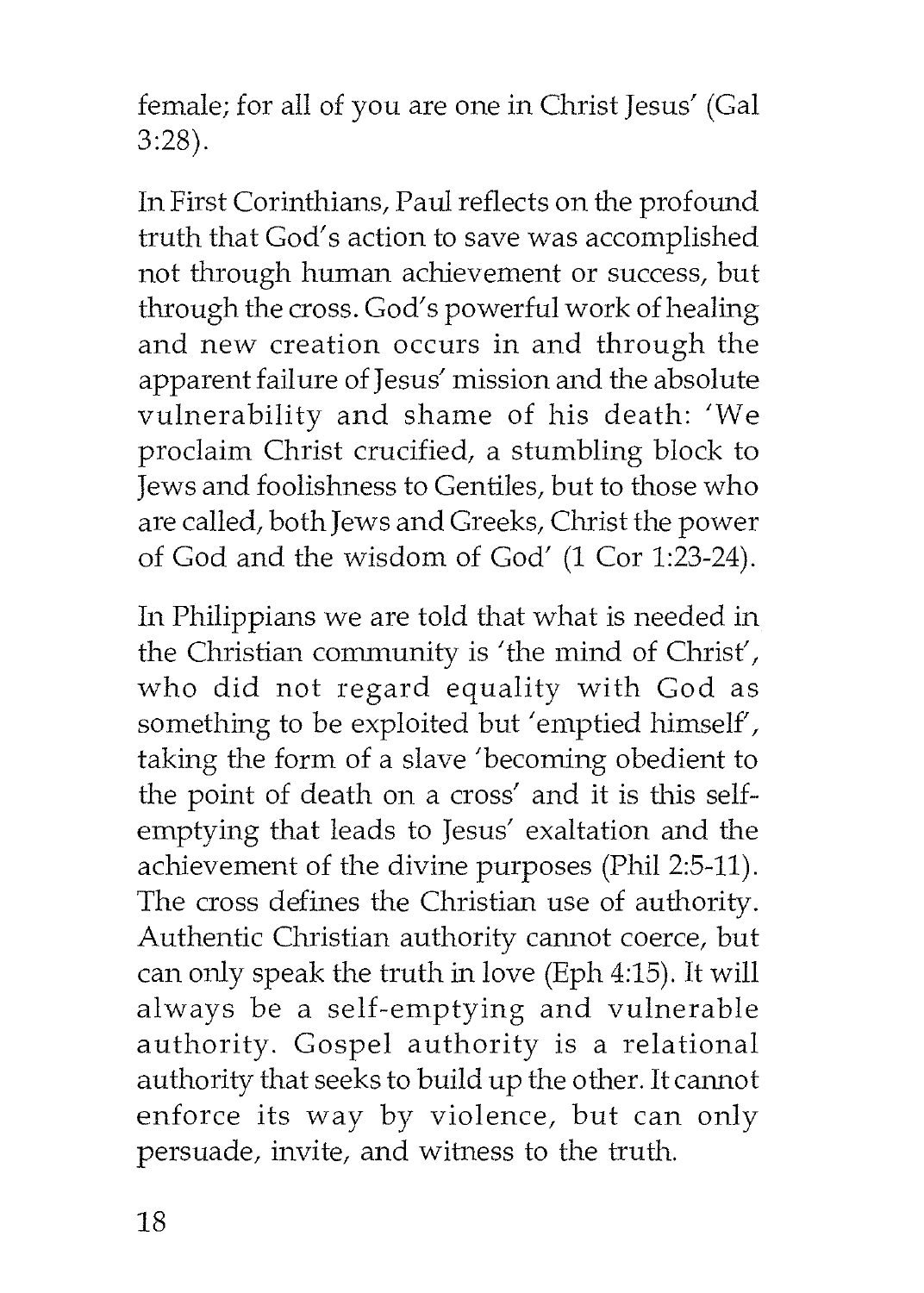female; for all of you are one in Christ Jesus' (Gal 3:28).

In First Corinthians, Paul reflects on the profound truth that God's action to save was accomplished not through human achievement or success, but through the cross. God's powerful work of healing and new creation occurs in and through the apparent failure of Jesus' mission and the absolute vulnerability and shame of his death: 'We proclaim Christ crucified, a stumbling block to Jews and foolishness to Gentiles, but to those who are called, both Jews and Greeks, Christ the power of God and the wisdom of God' (1 Cor 1:23-24).

In Philippians we are told that what is needed in the Christian community is 'the mind of Christ', who did not regard equality with God as something to be exploited but 'emptied himself', taking the form of a slave 'becoming obedient to the point of death on a cross' and it is this self-emptying that leads to Jesus' exaltation and the achievement of the divine purposes (Phil 2:5-11). The cross defines the Christian use of authority. Authentic Christian authority cannot coerce, but can only speak the truth in love (Eph 4:15). It will always be a self-emptying and vulnerable authority. Gospel authority is a relational authority that seeks to build up the other. It cannot enforce its way by violence, but can only persuade, invite, and witness to the truth.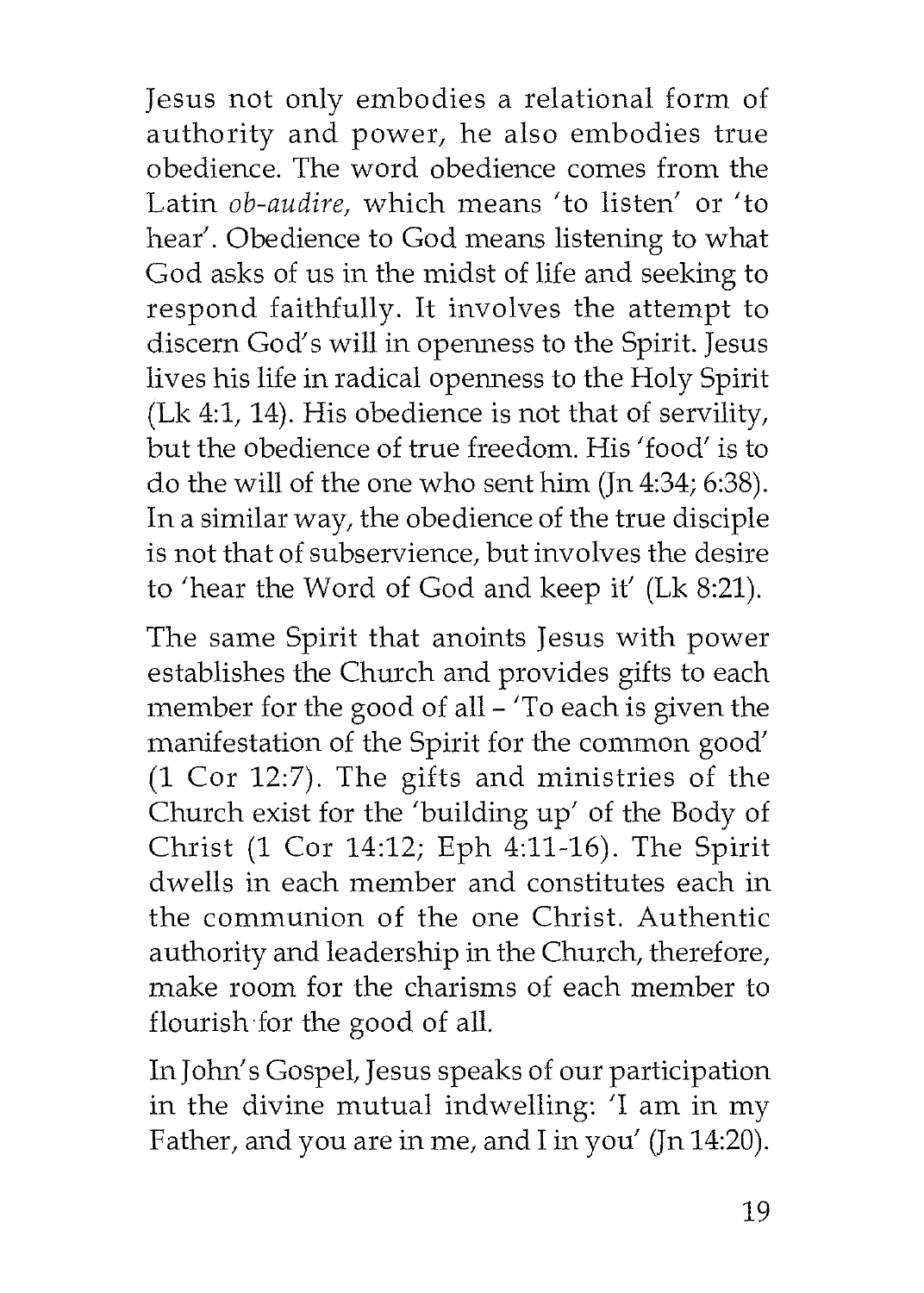Jesus not only embodies a relational form of authority and power, he also embodies true obedience. The word obedience comes from the Latin *ob-audire*, which means 'to listen' or 'to hear'. Obedience to God means listening to what God asks of us in the midst of life and seeking to respond faithfully. It involves the attempt to discern God's will in openness to the Spirit. Jesus lives his life in radical openness to the Holy Spirit (Lk 4:1, 14). His obedience is not that of servility, but the obedience of true freedom. His 'food' is to do the will of the one who sent him (Jn 4:34; 6:38). In a similar way, the obedience of the true disciple is not that of subservience, but involves the desire to 'hear the Word of God and keep it' (Lk 8:21).

The same Spirit that anoints Jesus with power establishes the Church and provides gifts to each member for the good of all – 'To each is given the manifestation of the Spirit for the common good' (1 Cor 12:7). The gifts and ministries of the Church exist for the 'building up' of the Body of Christ (1 Cor 14:12; Eph 4:11-16). The Spirit dwells in each member and constitutes each in the communion of the one Christ. Authentic authority and leadership in the Church, therefore, make room for the charisms of each member to flourish for the good of all.

In John's Gospel, Jesus speaks of our participation in the divine mutual indwelling: 'I am in my Father, and you are in me, and I in you' (Jn 14:20).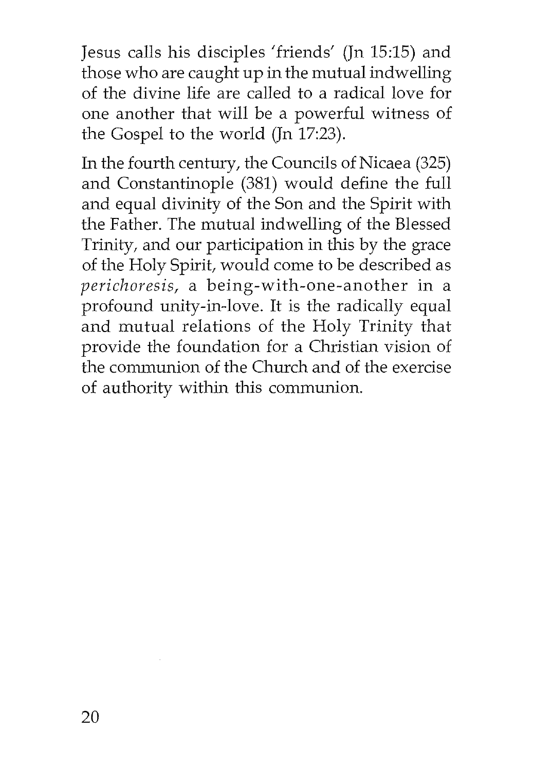Jesus calls his disciples 'friends' (Jn 15:15) and those who are caught up in the mutual indwelling of the divine life are called to a radical love for one another that will be a powerful witness of the Gospel to the world (Jn 17:23).

In the fourth century, the Councils of Nicaea (325) and Constantinople (381) would define the full and equal divinity of the Son and the Spirit with the Father. The mutual indwelling of the Blessed Trinity, and our participation in this by the grace of the Holy Spirit, would come to be described as *perichoresis*, a being-with-one-another in a profound unity-in-love. It is the radically equal and mutual relations of the Holy Trinity that provide the foundation for a Christian vision of the communion of the Church and of the exercise of authority within this communion.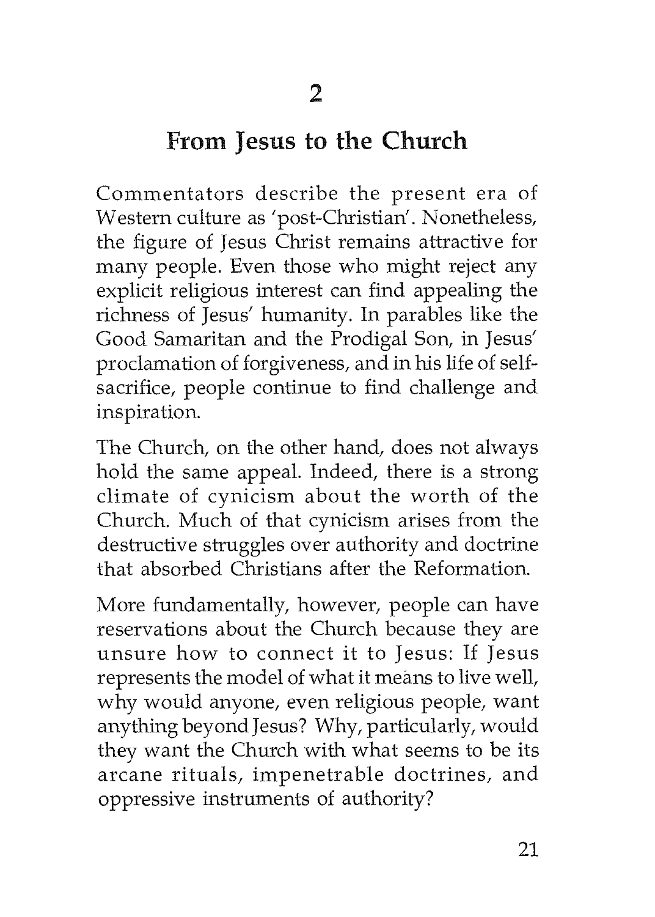## 2

# From Jesus to the Church

Commentators describe the present era of Western culture as 'post-Christian'. Nonetheless, the figure of Jesus Christ remains attractive for many people. Even those who might reject any explicit religious interest can find appealing the richness of Jesus' humanity. In parables like the Good Samaritan and the Prodigal Son, in Jesus' proclamation of forgiveness, and in his life of self-sacrifice, people continue to find challenge and inspiration.

The Church, on the other hand, does not always hold the same appeal. Indeed, there is a strong climate of cynicism about the worth of the Church. Much of that cynicism arises from the destructive struggles over authority and doctrine that absorbed Christians after the Reformation.

More fundamentally, however, people can have reservations about the Church because they are unsure how to connect it to Jesus: If Jesus represents the model of what it means to live well, why would anyone, even religious people, want anything beyond Jesus? Why, particularly, would they want the Church with what seems to be its arcane rituals, impenetrable doctrines, and oppressive instruments of authority?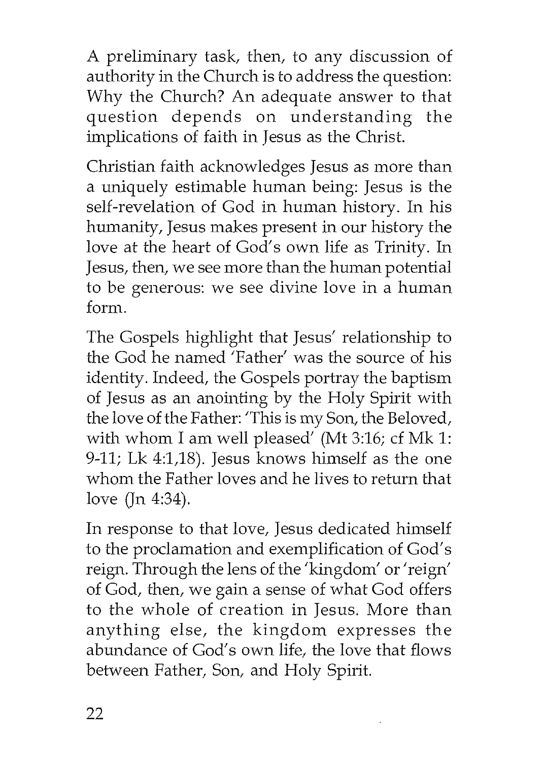A preliminary task, then, to any discussion of authority in the Church is to address the question: Why the Church? An adequate answer to that question depends on understanding the implications of faith in Jesus as the Christ.

Christian faith acknowledges Jesus as more than a uniquely estimable human being: Jesus is the self-revelation of God in human history. In his humanity, Jesus makes present in our history the love at the heart of God's own life as Trinity. In Jesus, then, we see more than the human potential to be generous: we see divine love in a human form.

The Gospels highlight that Jesus' relationship to the God he named 'Father' was the source of his identity. Indeed, the Gospels portray the baptism of Jesus as an anointing by the Holy Spirit with the love of the Father: 'This is my Son, the Beloved, with whom I am well pleased' (Mt 3:16; cf Mk 1: 9-11; Lk 4:1,18). Jesus knows himself as the one whom the Father loves and he lives to return that love (Jn 4:34).

In response to that love, Jesus dedicated himself to the proclamation and exemplification of God's reign. Through the lens of the 'kingdom' or 'reign' of God, then, we gain a sense of what God offers to the whole of creation in Jesus. More than anything else, the kingdom expresses the abundance of God's own life, the love that flows between Father, Son, and Holy Spirit.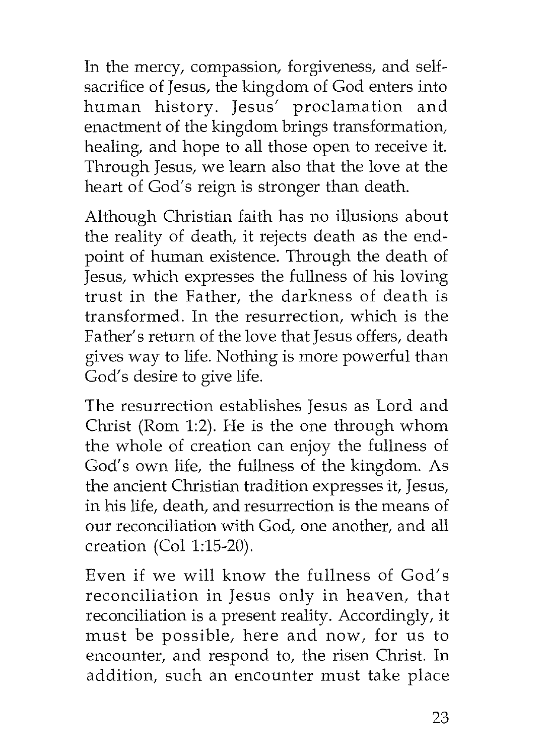In the mercy, compassion, forgiveness, and self-sacrifice of Jesus, the kingdom of God enters into human history. Jesus' proclamation and enactment of the kingdom brings transformation, healing, and hope to all those open to receive it. Through Jesus, we learn also that the love at the heart of God's reign is stronger than death.

Although Christian faith has no illusions about the reality of death, it rejects death as the end-point of human existence. Through the death of Jesus, which expresses the fullness of his loving trust in the Father, the darkness of death is transformed. In the resurrection, which is the Father's return of the love that Jesus offers, death gives way to life. Nothing is more powerful than God's desire to give life.

The resurrection establishes Jesus as Lord and Christ (Rom 1:2). He is the one through whom the whole of creation can enjoy the fullness of God's own life, the fullness of the kingdom. As the ancient Christian tradition expresses it, Jesus, in his life, death, and resurrection is the means of our reconciliation with God, one another, and all creation (Col 1:15-20).

Even if we will know the fullness of God's reconciliation in Jesus only in heaven, that reconciliation is a present reality. Accordingly, it must be possible, here and now, for us to encounter, and respond to, the risen Christ. In addition, such an encounter must take place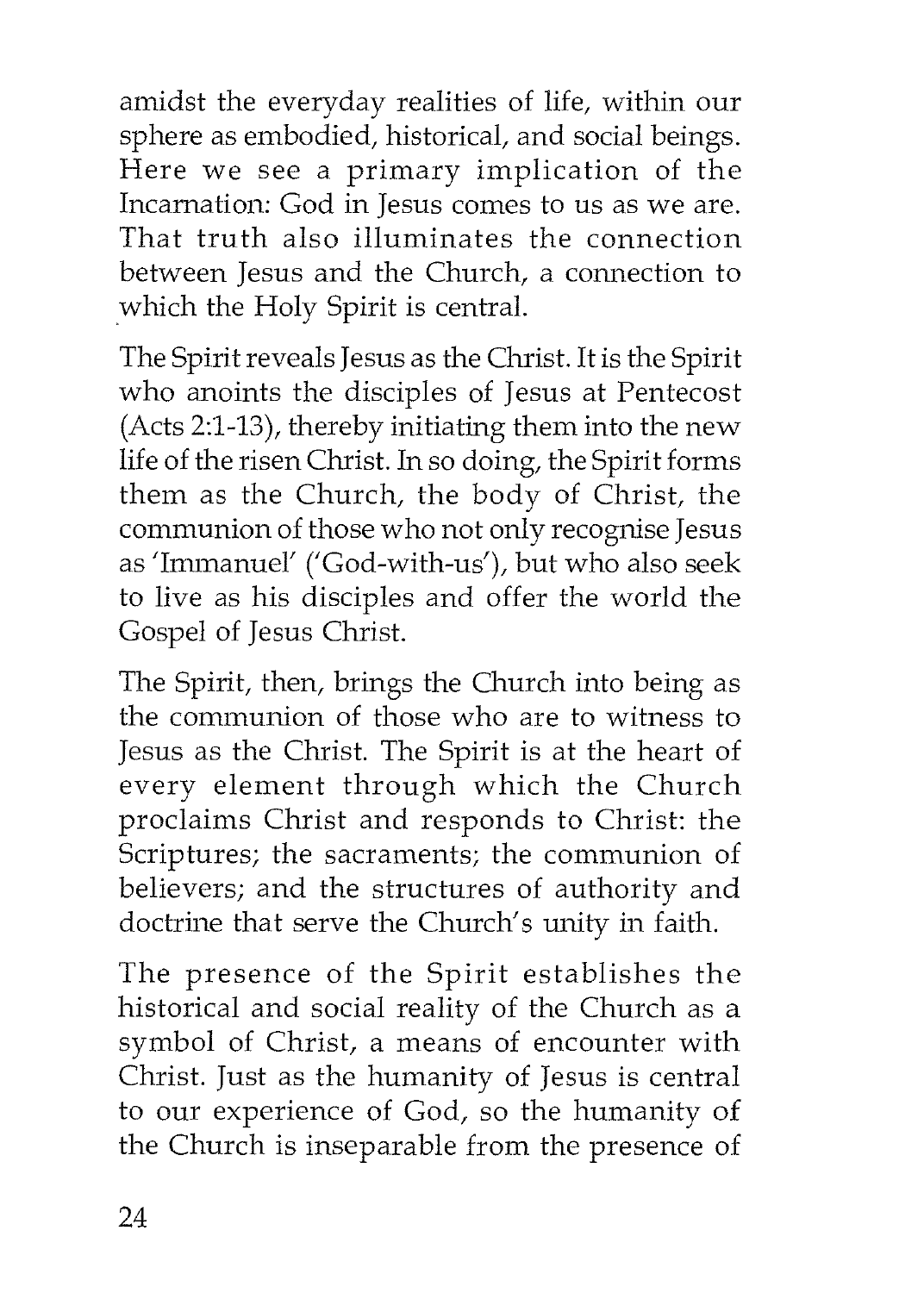amidst the everyday realities of life, within our sphere as embodied, historical, and social beings. Here we see a primary implication of the Incarnation: God in Jesus comes to us as we are. That truth also illuminates the connection between Jesus and the Church, a connection to which the Holy Spirit is central.

The Spirit reveals Jesus as the Christ. It is the Spirit who anoints the disciples of Jesus at Pentecost (Acts 2:1-13), thereby initiating them into the new life of the risen Christ. In so doing, the Spirit forms them as the Church, the body of Christ, the communion of those who not only recognise Jesus as 'Immanuel' ('God-with-us'), but who also seek to live as his disciples and offer the world the Gospel of Jesus Christ.

The Spirit, then, brings the Church into being as the communion of those who are to witness to Jesus as the Christ. The Spirit is at the heart of every element through which the Church proclaims Christ and responds to Christ: the Scriptures; the sacraments; the communion of believers; and the structures of authority and doctrine that serve the Church's unity in faith.

The presence of the Spirit establishes the historical and social reality of the Church as a symbol of Christ, a means of encounter with Christ. Just as the humanity of Jesus is central to our experience of God, so the humanity of the Church is inseparable from the presence of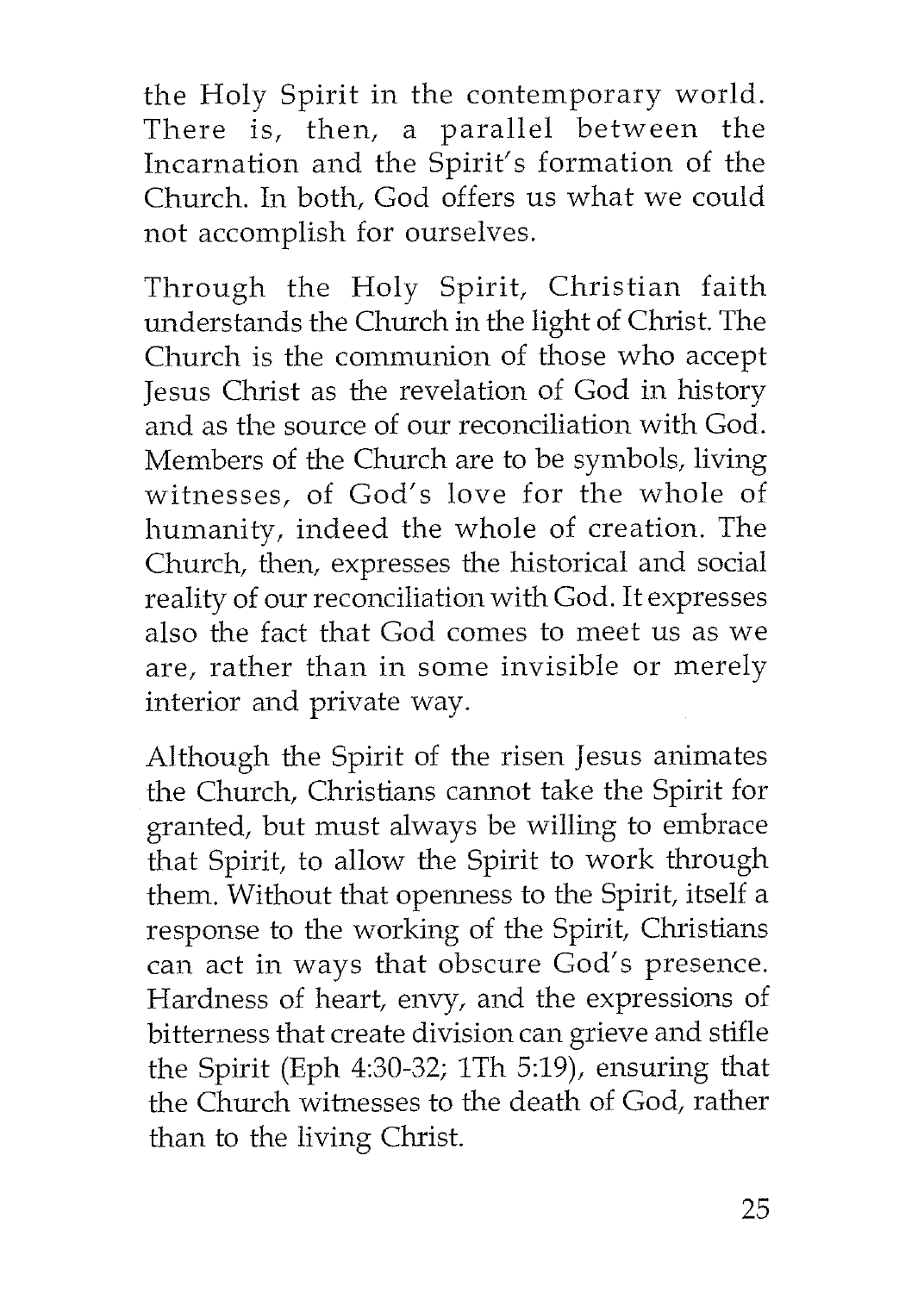the Holy Spirit in the contemporary world. There is, then, a parallel between the Incarnation and the Spirit's formation of the Church. In both, God offers us what we could not accomplish for ourselves.

Through the Holy Spirit, Christian faith understands the Church in the light of Christ. The Church is the communion of those who accept Jesus Christ as the revelation of God in history and as the source of our reconciliation with God. Members of the Church are to be symbols, living witnesses, of God's love for the whole of humanity, indeed the whole of creation. The Church, then, expresses the historical and social reality of our reconciliation with God. It expresses also the fact that God comes to meet us as we are, rather than in some invisible or merely interior and private way.

Although the Spirit of the risen Jesus animates the Church, Christians cannot take the Spirit for granted, but must always be willing to embrace that Spirit, to allow the Spirit to work through them. Without that openness to the Spirit, itself a response to the working of the Spirit, Christians can act in ways that obscure God's presence. Hardness of heart, envy, and the expressions of bitterness that create division can grieve and stifle the Spirit (Eph 4:30-32; 1Th 5:19), ensuring that the Church witnesses to the death of God, rather than to the living Christ.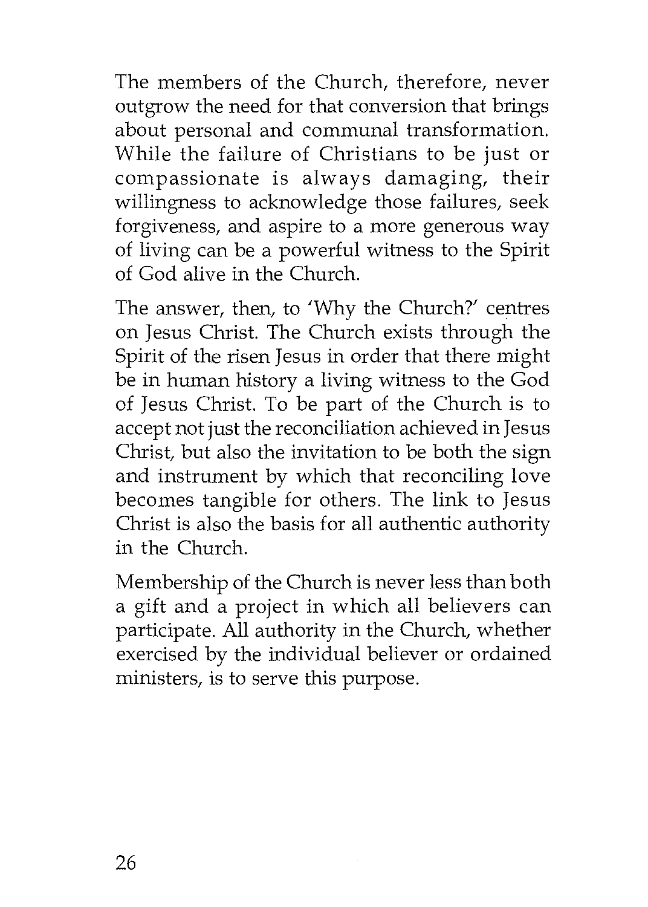The members of the Church, therefore, never outgrow the need for that conversion that brings about personal and communal transformation. While the failure of Christians to be just or compassionate is always damaging, their willingness to acknowledge those failures, seek forgiveness, and aspire to a more generous way of living can be a powerful witness to the Spirit of God alive in the Church.

The answer, then, to 'Why the Church?' centres on Jesus Christ. The Church exists through the Spirit of the risen Jesus in order that there might be in human history a living witness to the God of Jesus Christ. To be part of the Church is to accept not just the reconciliation achieved in Jesus Christ, but also the invitation to be both the sign and instrument by which that reconciling love becomes tangible for others. The link to Jesus Christ is also the basis for all authentic authority in the Church.

Membership of the Church is never less than both a gift and a project in which all believers can participate. All authority in the Church, whether exercised by the individual believer or ordained ministers, is to serve this purpose.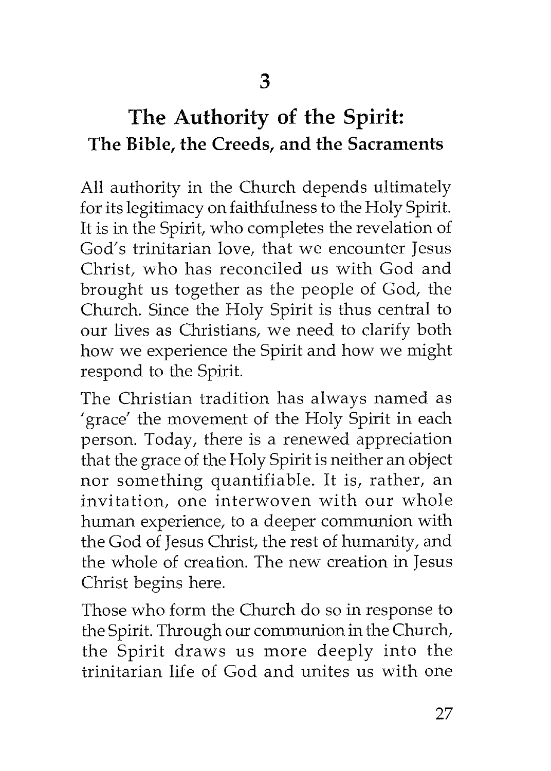# 3

## The Authority of the Spirit: The Bible, the Creeds, and the Sacraments

All authority in the Church depends ultimately for its legitimacy on faithfulness to the Holy Spirit. It is in the Spirit, who completes the revelation of God's trinitarian love, that we encounter Jesus Christ, who has reconciled us with God and brought us together as the people of God, the Church. Since the Holy Spirit is thus central to our lives as Christians, we need to clarify both how we experience the Spirit and how we might respond to the Spirit.

The Christian tradition has always named as 'grace' the movement of the Holy Spirit in each person. Today, there is a renewed appreciation that the grace of the Holy Spirit is neither an object nor something quantifiable. It is, rather, an invitation, one interwoven with our whole human experience, to a deeper communion with the God of Jesus Christ, the rest of humanity, and the whole of creation. The new creation in Jesus Christ begins here.

Those who form the Church do so in response to the Spirit. Through our communion in the Church, the Spirit draws us more deeply into the trinitarian life of God and unites us with one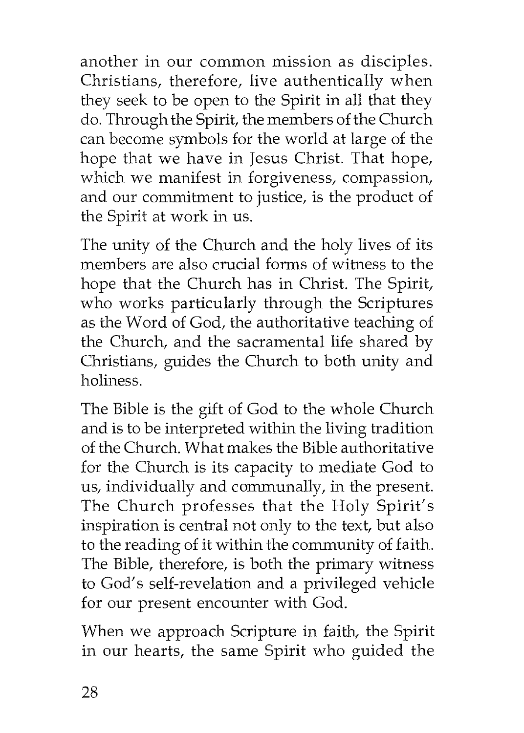another in our common mission as disciples. Christians, therefore, live authentically when they seek to be open to the Spirit in all that they do. Through the Spirit, the members of the Church can become symbols for the world at large of the hope that we have in Jesus Christ. That hope, which we manifest in forgiveness, compassion, and our commitment to justice, is the product of the Spirit at work in us.

The unity of the Church and the holy lives of its members are also crucial forms of witness to the hope that the Church has in Christ. The Spirit, who works particularly through the Scriptures as the Word of God, the authoritative teaching of the Church, and the sacramental life shared by Christians, guides the Church to both unity and holiness.

The Bible is the gift of God to the whole Church and is to be interpreted within the living tradition of the Church. What makes the Bible authoritative for the Church is its capacity to mediate God to us, individually and communally, in the present. The Church professes that the Holy Spirit's inspiration is central not only to the text, but also to the reading of it within the community of faith. The Bible, therefore, is both the primary witness to God's self-revelation and a privileged vehicle for our present encounter with God.

When we approach Scripture in faith, the Spirit in our hearts, the same Spirit who guided the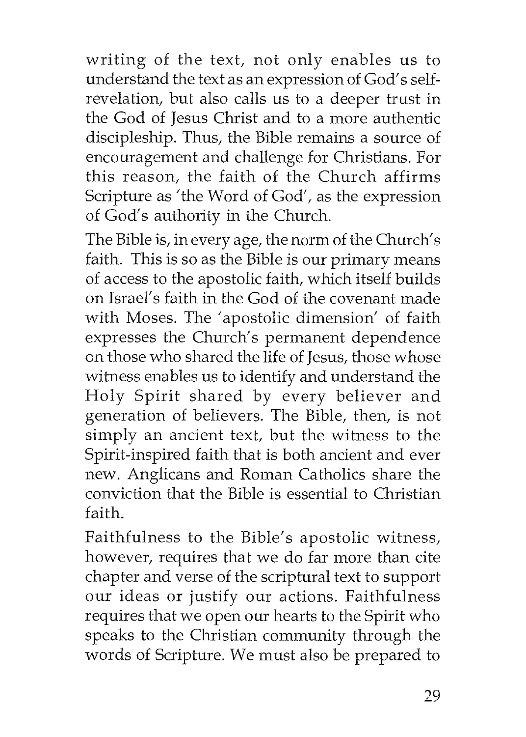writing of the text, not only enables us to understand the text as an expression of God's self-revelation, but also calls us to a deeper trust in the God of Jesus Christ and to a more authentic discipleship. Thus, the Bible remains a source of encouragement and challenge for Christians. For this reason, the faith of the Church affirms Scripture as 'the Word of God', as the expression of God's authority in the Church.

The Bible is, in every age, the norm of the Church's faith. This is so as the Bible is our primary means of access to the apostolic faith, which itself builds on Israel's faith in the God of the covenant made with Moses. The 'apostolic dimension' of faith expresses the Church's permanent dependence on those who shared the life of Jesus, those whose witness enables us to identify and understand the Holy Spirit shared by every believer and generation of believers. The Bible, then, is not simply an ancient text, but the witness to the Spirit-inspired faith that is both ancient and ever new. Anglicans and Roman Catholics share the conviction that the Bible is essential to Christian faith.

Faithfulness to the Bible's apostolic witness, however, requires that we do far more than cite chapter and verse of the scriptural text to support our ideas or justify our actions. Faithfulness requires that we open our hearts to the Spirit who speaks to the Christian community through the words of Scripture. We must also be prepared to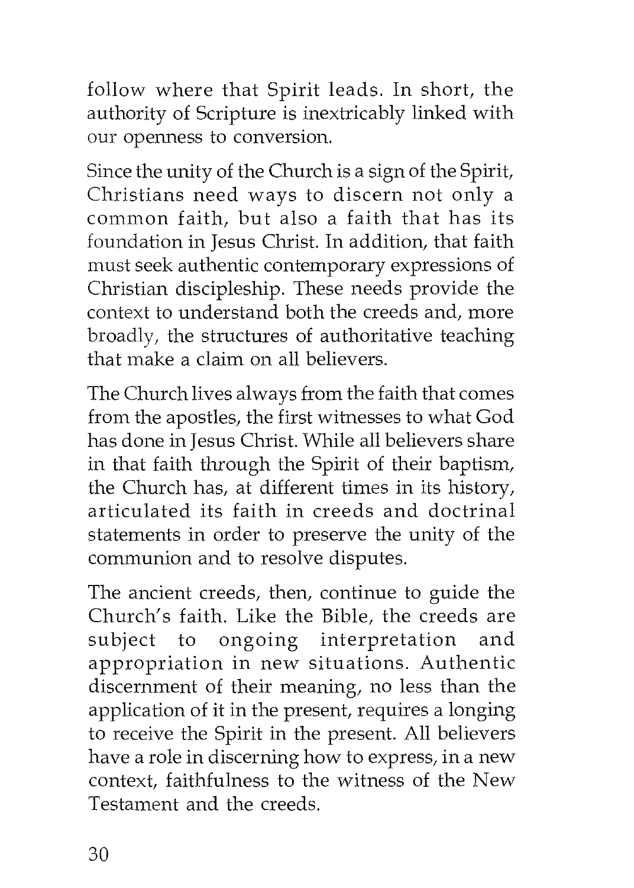follow where that Spirit leads. In short, the authority of Scripture is inextricably linked with our openness to conversion.

Since the unity of the Church is a sign of the Spirit, Christians need ways to discern not only a common faith, but also a faith that has its foundation in Jesus Christ. In addition, that faith must seek authentic contemporary expressions of Christian discipleship. These needs provide the context to understand both the creeds and, more broadly, the structures of authoritative teaching that make a claim on all believers.

The Church lives always from the faith that comes from the apostles, the first witnesses to what God has done in Jesus Christ. While all believers share in that faith through the Spirit of their baptism, the Church has, at different times in its history, articulated its faith in creeds and doctrinal statements in order to preserve the unity of the communion and to resolve disputes.

The ancient creeds, then, continue to guide the Church's faith. Like the Bible, the creeds are subject to ongoing interpretation and appropriation in new situations. Authentic discernment of their meaning, no less than the application of it in the present, requires a longing to receive the Spirit in the present. All believers have a role in discerning how to express, in a new context, faithfulness to the witness of the New Testament and the creeds.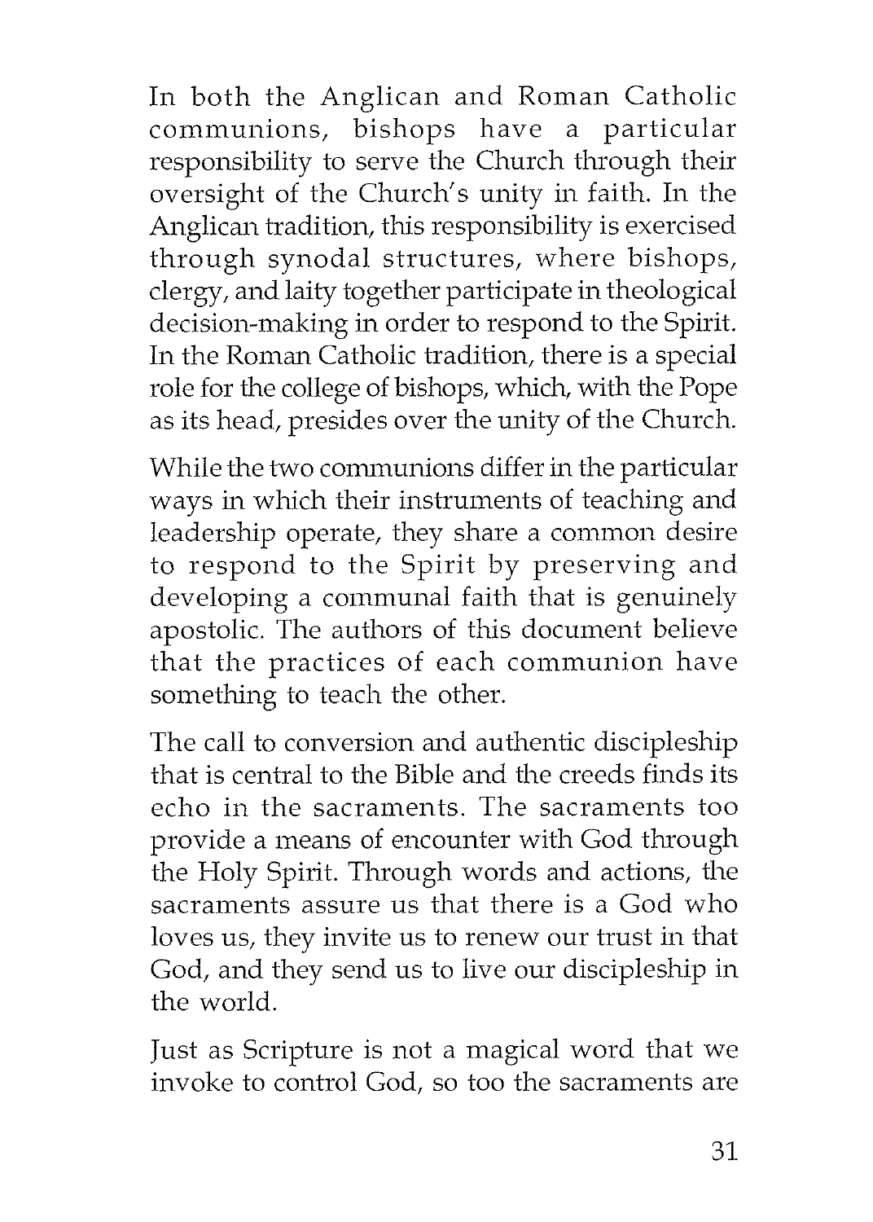In both the Anglican and Roman Catholic communions, bishops have a particular responsibility to serve the Church through their oversight of the Church's unity in faith. In the Anglican tradition, this responsibility is exercised through synodal structures, where bishops, clergy, and laity together participate in theological decision-making in order to respond to the Spirit. In the Roman Catholic tradition, there is a special role for the college of bishops, which, with the Pope as its head, presides over the unity of the Church.

While the two communions differ in the particular ways in which their instruments of teaching and leadership operate, they share a common desire to respond to the Spirit by preserving and developing a communal faith that is genuinely apostolic. The authors of this document believe that the practices of each communion have something to teach the other.

The call to conversion and authentic discipleship that is central to the Bible and the creeds finds its echo in the sacraments. The sacraments too provide a means of encounter with God through the Holy Spirit. Through words and actions, the sacraments assure us that there is a God who loves us, they invite us to renew our trust in that God, and they send us to live our discipleship in the world.

Just as Scripture is not a magical word that we invoke to control God, so too the sacraments are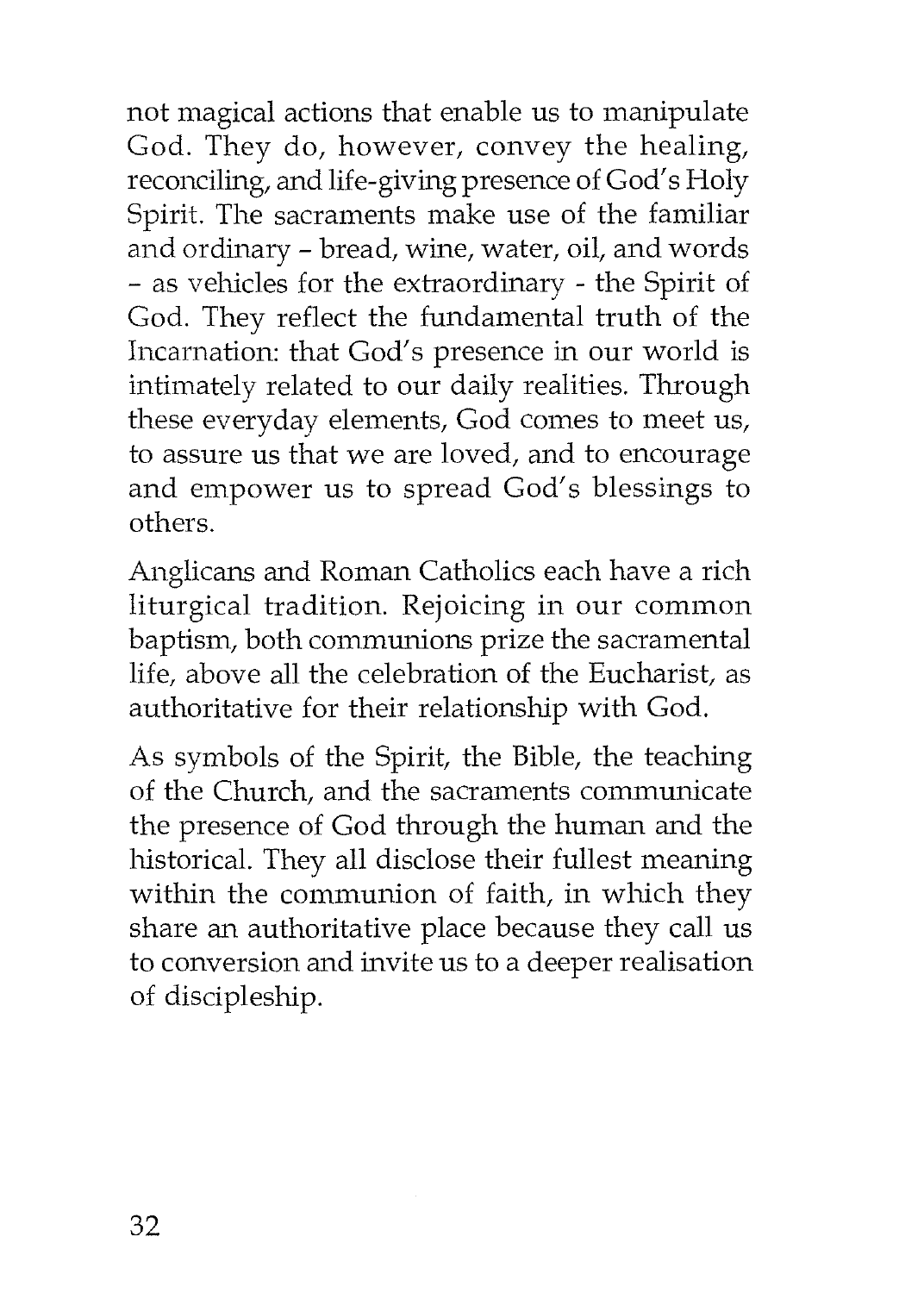not magical actions that enable us to manipulate God. They do, however, convey the healing, reconciling, and life-giving presence of God's Holy Spirit. The sacraments make use of the familiar and ordinary - bread, wine, water, oil, and words - as vehicles for the extraordinary - the Spirit of God. They reflect the fundamental truth of the Incarnation: that God's presence in our world is intimately related to our daily realities. Through these everyday elements, God comes to meet us, to assure us that we are loved, and to encourage and empower us to spread God's blessings to others.

Anglicans and Roman Catholics each have a rich liturgical tradition. Rejoicing in our common baptism, both communions prize the sacramental life, above all the celebration of the Eucharist, as authoritative for their relationship with God.

As symbols of the Spirit, the Bible, the teaching of the Church, and the sacraments communicate the presence of God through the human and the historical. They all disclose their fullest meaning within the communion of faith, in which they share an authoritative place because they call us to conversion and invite us to a deeper realisation of discipleship.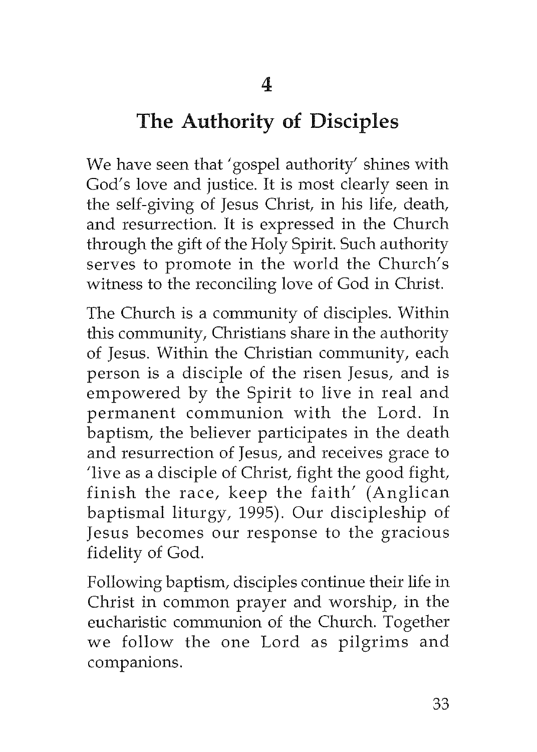# 4

# The Authority of Disciples

We have seen that 'gospel authority' shines with God's love and justice. It is most clearly seen in the self-giving of Jesus Christ, in his life, death, and resurrection. It is expressed in the Church through the gift of the Holy Spirit. Such authority serves to promote in the world the Church's witness to the reconciling love of God in Christ.

The Church is a community of disciples. Within this community, Christians share in the authority of Jesus. Within the Christian community, each person is a disciple of the risen Jesus, and is empowered by the Spirit to live in real and permanent communion with the Lord. In baptism, the believer participates in the death and resurrection of Jesus, and receives grace to 'live as a disciple of Christ, fight the good fight, finish the race, keep the faith' (Anglican baptismal liturgy, 1995). Our discipleship of Jesus becomes our response to the gracious fidelity of God.

Following baptism, disciples continue their life in Christ in common prayer and worship, in the eucharistic communion of the Church. Together we follow the one Lord as pilgrims and companions.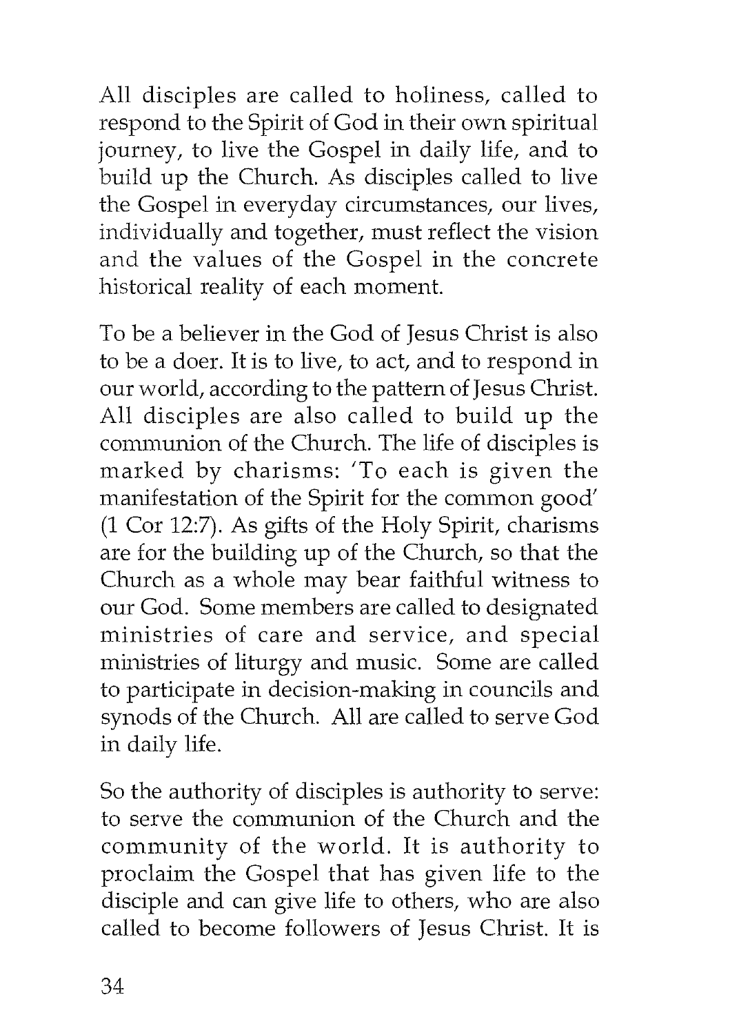All disciples are called to holiness, called to respond to the Spirit of God in their own spiritual journey, to live the Gospel in daily life, and to build up the Church. As disciples called to live the Gospel in everyday circumstances, our lives, individually and together, must reflect the vision and the values of the Gospel in the concrete historical reality of each moment.

To be a believer in the God of Jesus Christ is also to be a doer. It is to live, to act, and to respond in our world, according to the pattern of Jesus Christ. All disciples are also called to build up the communion of the Church. The life of disciples is marked by charisms: 'To each is given the manifestation of the Spirit for the common good' (1 Cor 12:7). As gifts of the Holy Spirit, charisms are for the building up of the Church, so that the Church as a whole may bear faithful witness to our God. Some members are called to designated ministries of care and service, and special ministries of liturgy and music. Some are called to participate in decision-making in councils and synods of the Church. All are called to serve God in daily life.

So the authority of disciples is authority to serve: to serve the communion of the Church and the community of the world. It is authority to proclaim the Gospel that has given life to the disciple and can give life to others, who are also called to become followers of Jesus Christ. It is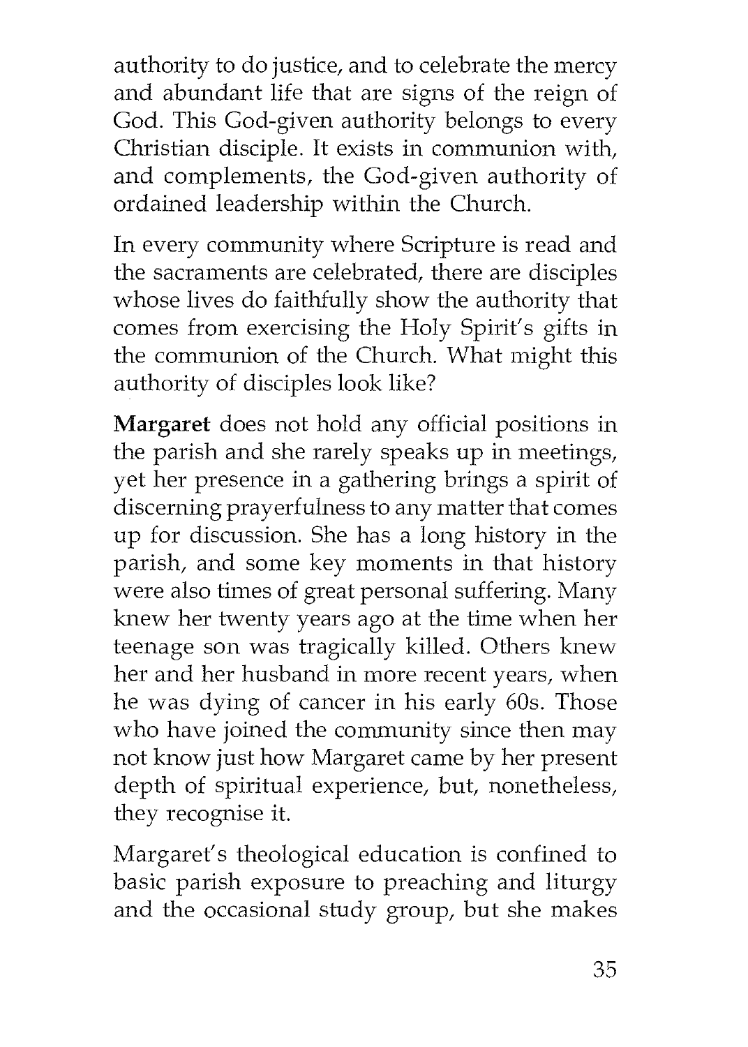authority to do justice, and to celebrate the mercy and abundant life that are signs of the reign of God. This God-given authority belongs to every Christian disciple. It exists in communion with, and complements, the God-given authority of ordained leadership within the Church.

In every community where Scripture is read and the sacraments are celebrated, there are disciples whose lives do faithfully show the authority that comes from exercising the Holy Spirit's gifts in the communion of the Church. What might this authority of disciples look like?

**Margaret** does not hold any official positions in the parish and she rarely speaks up in meetings, yet her presence in a gathering brings a spirit of discerning prayerfulness to any matter that comes up for discussion. She has a long history in the parish, and some key moments in that history were also times of great personal suffering. Many knew her twenty years ago at the time when her teenage son was tragically killed. Others knew her and her husband in more recent years, when he was dying of cancer in his early 60s. Those who have joined the community since then may not know just how Margaret came by her present depth of spiritual experience, but, nonetheless, they recognise it.

Margaret's theological education is confined to basic parish exposure to preaching and liturgy and the occasional study group, but she makes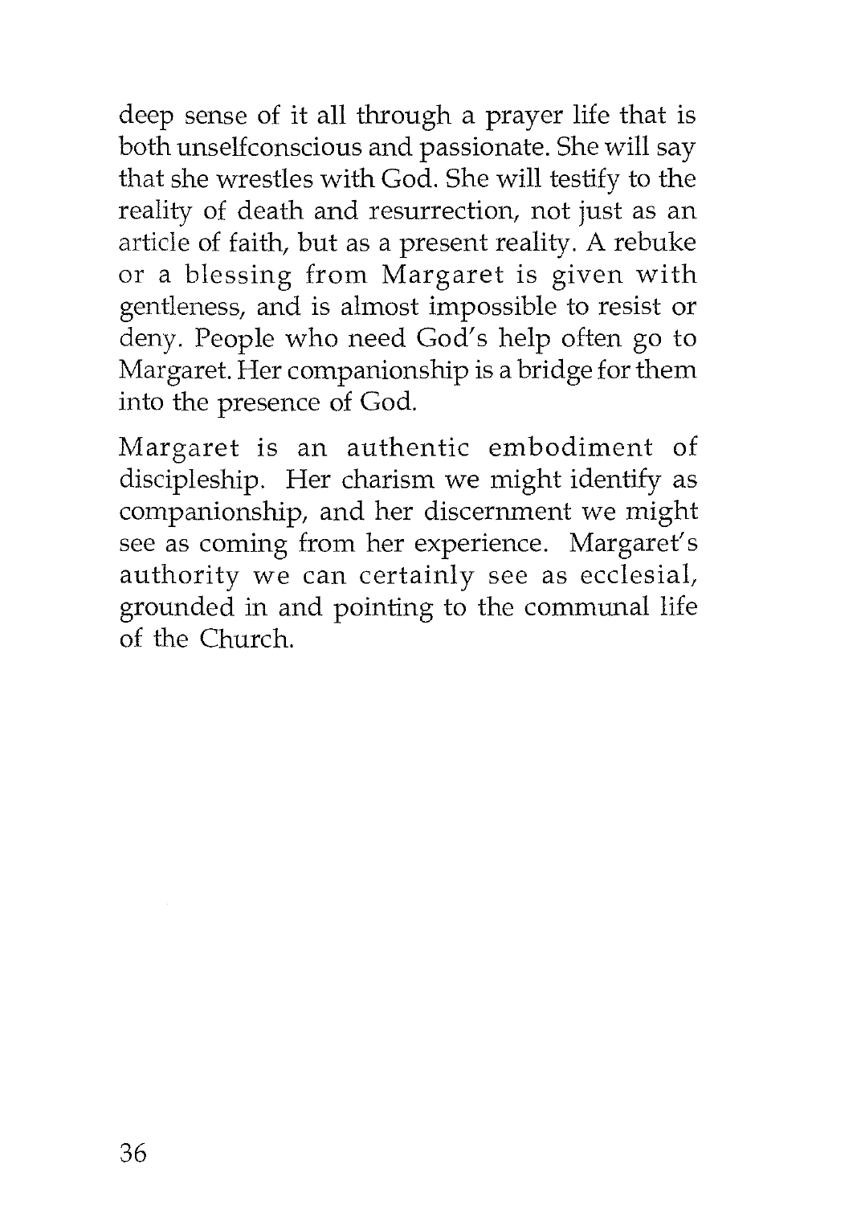deep sense of it all through a prayer life that is both unselfconscious and passionate. She will say that she wrestles with God. She will testify to the reality of death and resurrection, not just as an article of faith, but as a present reality. A rebuke or a blessing from Margaret is given with gentleness, and is almost impossible to resist or deny. People who need God's help often go to Margaret. Her companionship is a bridge for them into the presence of God.

Margaret is an authentic embodiment of discipleship. Her charism we might identify as companionship, and her discernment we might see as coming from her experience. Margaret's authority we can certainly see as ecclesial, grounded in and pointing to the communal life of the Church.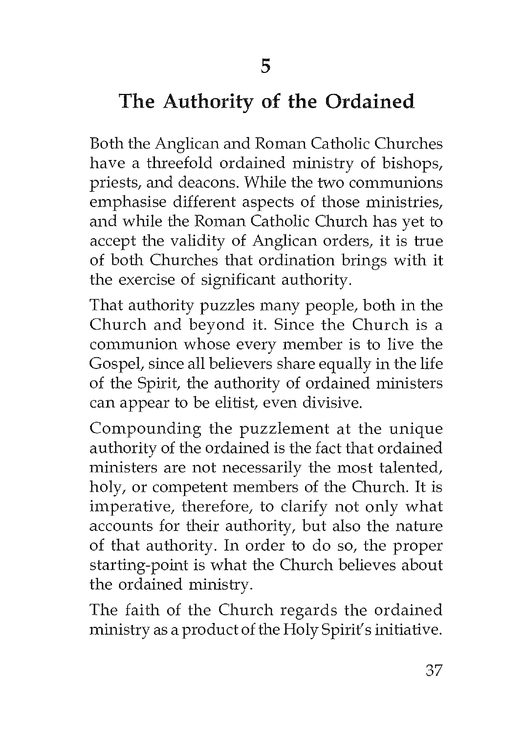# 5

## The Authority of the Ordained

Both the Anglican and Roman Catholic Churches have a threefold ordained ministry of bishops, priests, and deacons. While the two communions emphasise different aspects of those ministries, and while the Roman Catholic Church has yet to accept the validity of Anglican orders, it is true of both Churches that ordination brings with it the exercise of significant authority.

That authority puzzles many people, both in the Church and beyond it. Since the Church is a communion whose every member is to live the Gospel, since all believers share equally in the life of the Spirit, the authority of ordained ministers can appear to be elitist, even divisive.

Compounding the puzzlement at the unique authority of the ordained is the fact that ordained ministers are not necessarily the most talented, holy, or competent members of the Church. It is imperative, therefore, to clarify not only what accounts for their authority, but also the nature of that authority. In order to do so, the proper starting-point is what the Church believes about the ordained ministry.

The faith of the Church regards the ordained ministry as a product of the Holy Spirit's initiative.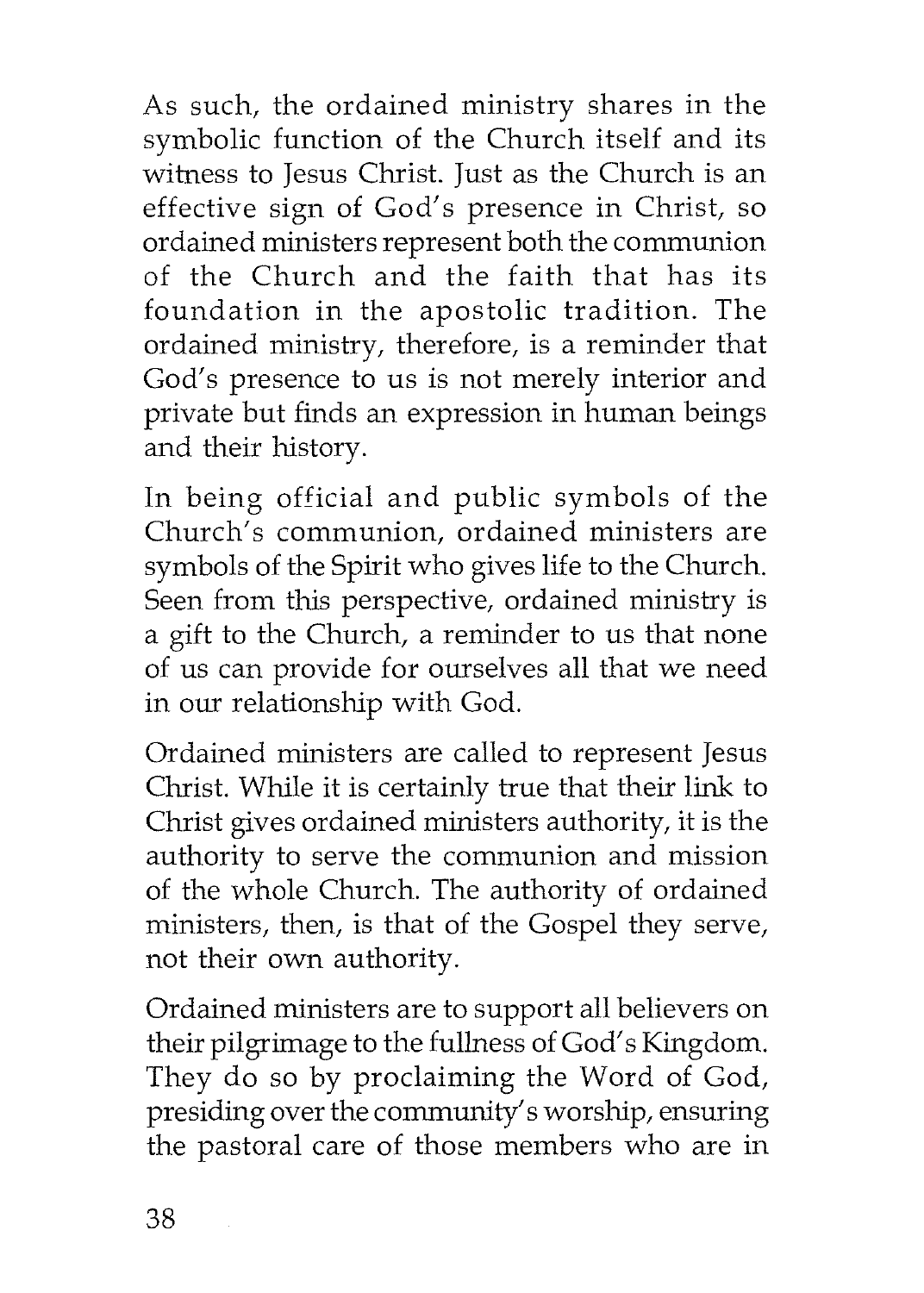As such, the ordained ministry shares in the symbolic function of the Church itself and its witness to Jesus Christ. Just as the Church is an effective sign of God's presence in Christ, so ordained ministers represent both the communion of the Church and the faith that has its foundation in the apostolic tradition. The ordained ministry, therefore, is a reminder that God's presence to us is not merely interior and private but finds an expression in human beings and their history.

In being official and public symbols of the Church's communion, ordained ministers are symbols of the Spirit who gives life to the Church. Seen from this perspective, ordained ministry is a gift to the Church, a reminder to us that none of us can provide for ourselves all that we need in our relationship with God.

Ordained ministers are called to represent Jesus Christ. While it is certainly true that their link to Christ gives ordained ministers authority, it is the authority to serve the communion and mission of the whole Church. The authority of ordained ministers, then, is that of the Gospel they serve, not their own authority.

Ordained ministers are to support all believers on their pilgrimage to the fullness of God's Kingdom. They do so by proclaiming the Word of God, presiding over the community's worship, ensuring the pastoral care of those members who are in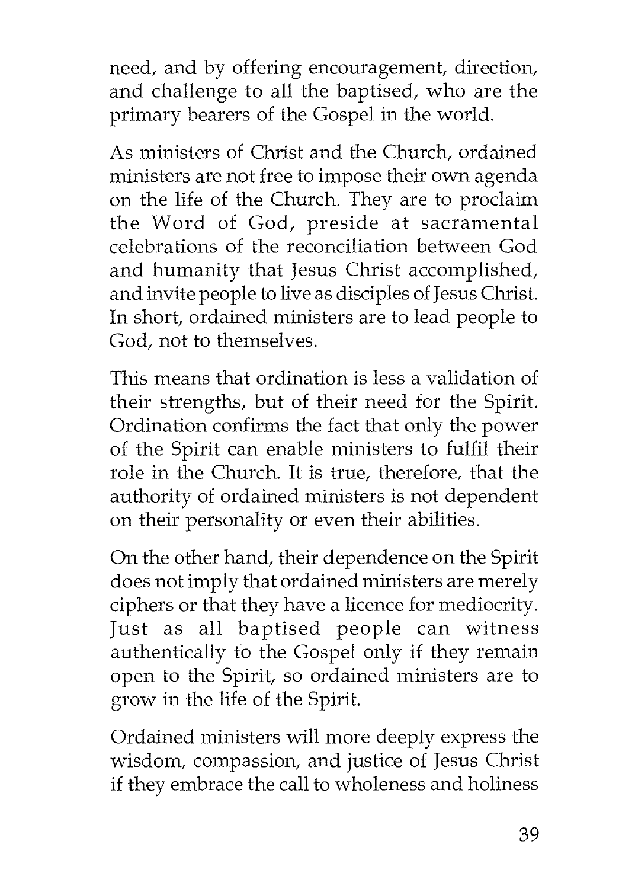need, and by offering encouragement, direction, and challenge to all the baptised, who are the primary bearers of the Gospel in the world.

As ministers of Christ and the Church, ordained ministers are not free to impose their own agenda on the life of the Church. They are to proclaim the Word of God, preside at sacramental celebrations of the reconciliation between God and humanity that Jesus Christ accomplished, and invite people to live as disciples of Jesus Christ. In short, ordained ministers are to lead people to God, not to themselves.

This means that ordination is less a validation of their strengths, but of their need for the Spirit. Ordination confirms the fact that only the power of the Spirit can enable ministers to fulfil their role in the Church. It is true, therefore, that the authority of ordained ministers is not dependent on their personality or even their abilities.

On the other hand, their dependence on the Spirit does not imply that ordained ministers are merely ciphers or that they have a licence for mediocrity. Just as all baptised people can witness authentically to the Gospel only if they remain open to the Spirit, so ordained ministers are to grow in the life of the Spirit.

Ordained ministers will more deeply express the wisdom, compassion, and justice of Jesus Christ if they embrace the call to wholeness and holiness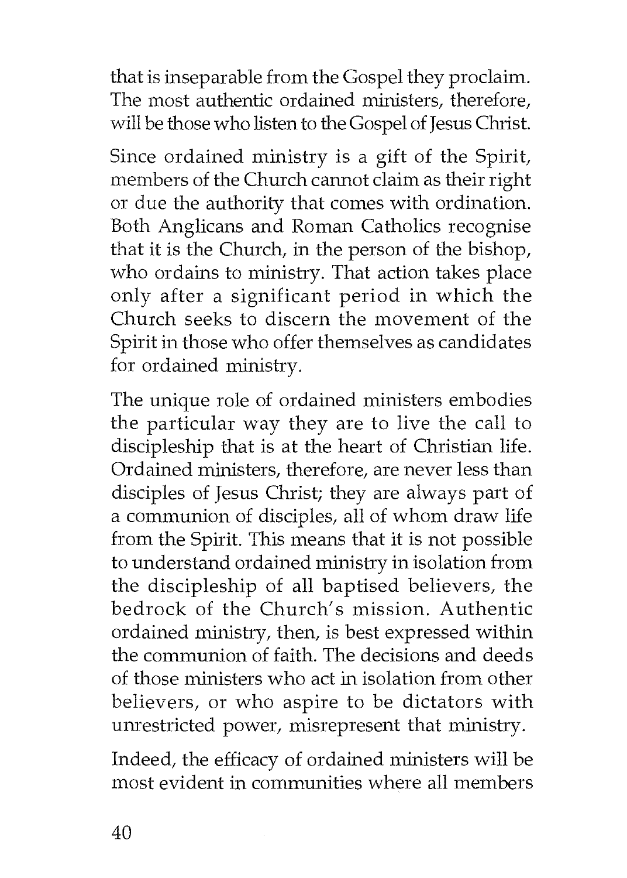that is inseparable from the Gospel they proclaim. The most authentic ordained ministers, therefore, will be those who listen to the Gospel of Jesus Christ.

Since ordained ministry is a gift of the Spirit, members of the Church cannot claim as their right or due the authority that comes with ordination. Both Anglicans and Roman Catholics recognise that it is the Church, in the person of the bishop, who ordains to ministry. That action takes place only after a significant period in which the Church seeks to discern the movement of the Spirit in those who offer themselves as candidates for ordained ministry.

The unique role of ordained ministers embodies the particular way they are to live the call to discipleship that is at the heart of Christian life. Ordained ministers, therefore, are never less than disciples of Jesus Christ; they are always part of a communion of disciples, all of whom draw life from the Spirit. This means that it is not possible to understand ordained ministry in isolation from the discipleship of all baptised believers, the bedrock of the Church's mission. Authentic ordained ministry, then, is best expressed within the communion of faith. The decisions and deeds of those ministers who act in isolation from other believers, or who aspire to be dictators with unrestricted power, misrepresent that ministry.

Indeed, the efficacy of ordained ministers will be most evident in communities where all members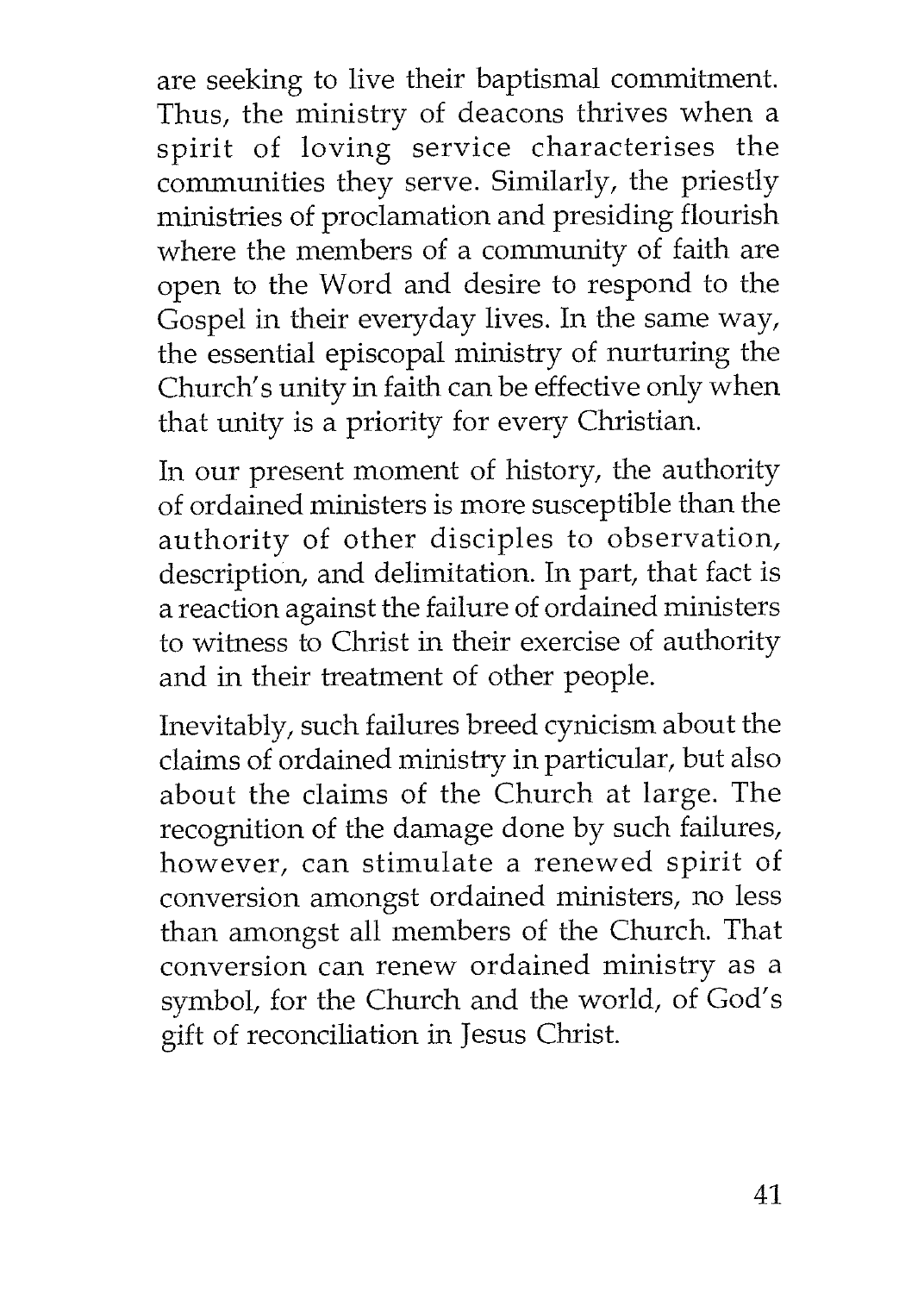are seeking to live their baptismal commitment. Thus, the ministry of deacons thrives when a spirit of loving service characterises the communities they serve. Similarly, the priestly ministries of proclamation and presiding flourish where the members of a community of faith are open to the Word and desire to respond to the Gospel in their everyday lives. In the same way, the essential episcopal ministry of nurturing the Church's unity in faith can be effective only when that unity is a priority for every Christian.

In our present moment of history, the authority of ordained ministers is more susceptible than the authority of other disciples to observation, description, and delimitation. In part, that fact is a reaction against the failure of ordained ministers to witness to Christ in their exercise of authority and in their treatment of other people.

Inevitably, such failures breed cynicism about the claims of ordained ministry in particular, but also about the claims of the Church at large. The recognition of the damage done by such failures, however, can stimulate a renewed spirit of conversion amongst ordained ministers, no less than amongst all members of the Church. That conversion can renew ordained ministry as a symbol, for the Church and the world, of God's gift of reconciliation in Jesus Christ.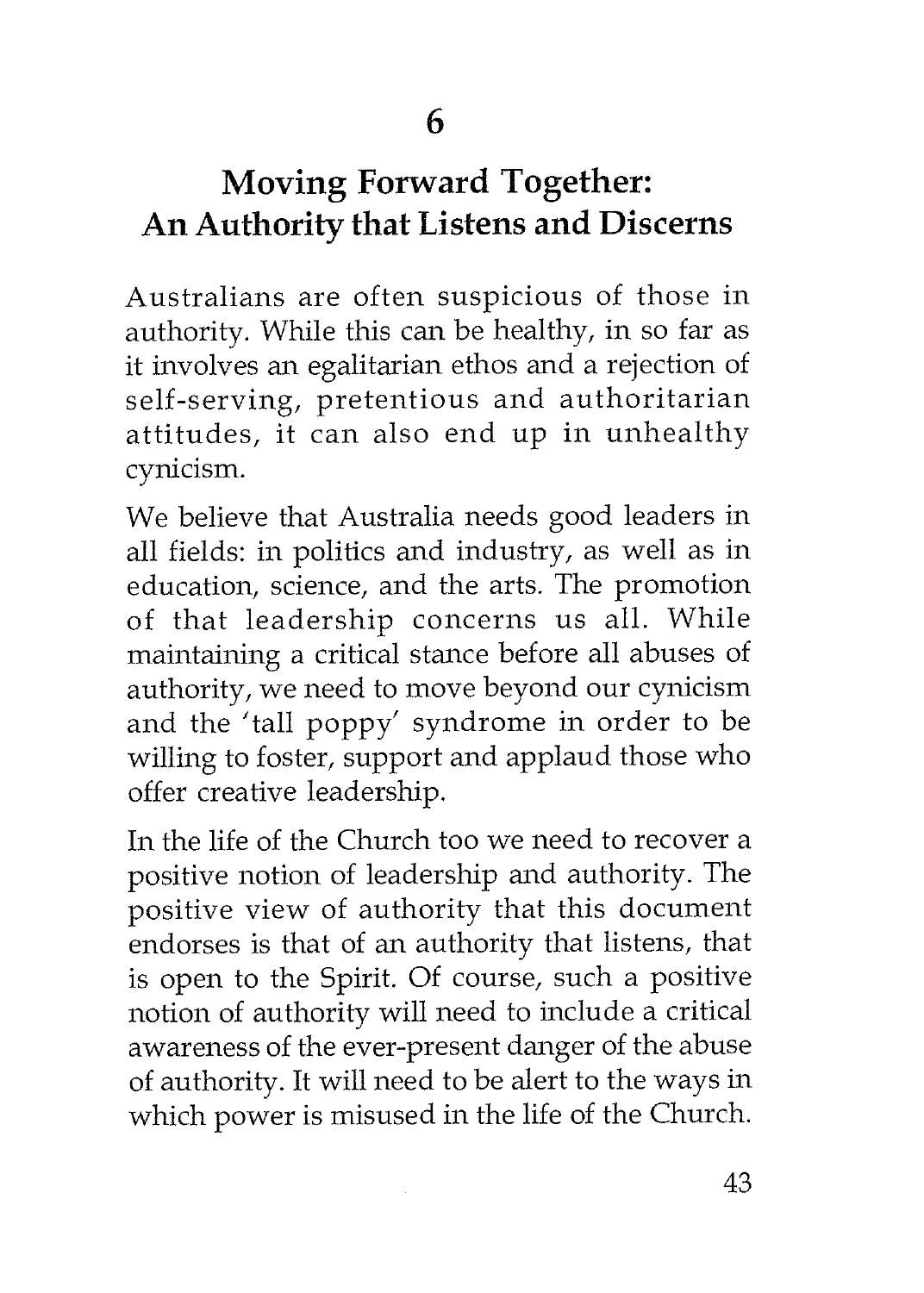# 6

## Moving Forward Together: An Authority that Listens and Discerns

Australians are often suspicious of those in authority. While this can be healthy, in so far as it involves an egalitarian ethos and a rejection of self-serving, pretentious and authoritarian attitudes, it can also end up in unhealthy cynicism.

We believe that Australia needs good leaders in all fields: in politics and industry, as well as in education, science, and the arts. The promotion of that leadership concerns us all. While maintaining a critical stance before all abuses of authority, we need to move beyond our cynicism and the 'tall poppy' syndrome in order to be willing to foster, support and applaud those who offer creative leadership.

In the life of the Church too we need to recover a positive notion of leadership and authority. The positive view of authority that this document endorses is that of an authority that listens, that is open to the Spirit. Of course, such a positive notion of authority will need to include a critical awareness of the ever-present danger of the abuse of authority. It will need to be alert to the ways in which power is misused in the life of the Church.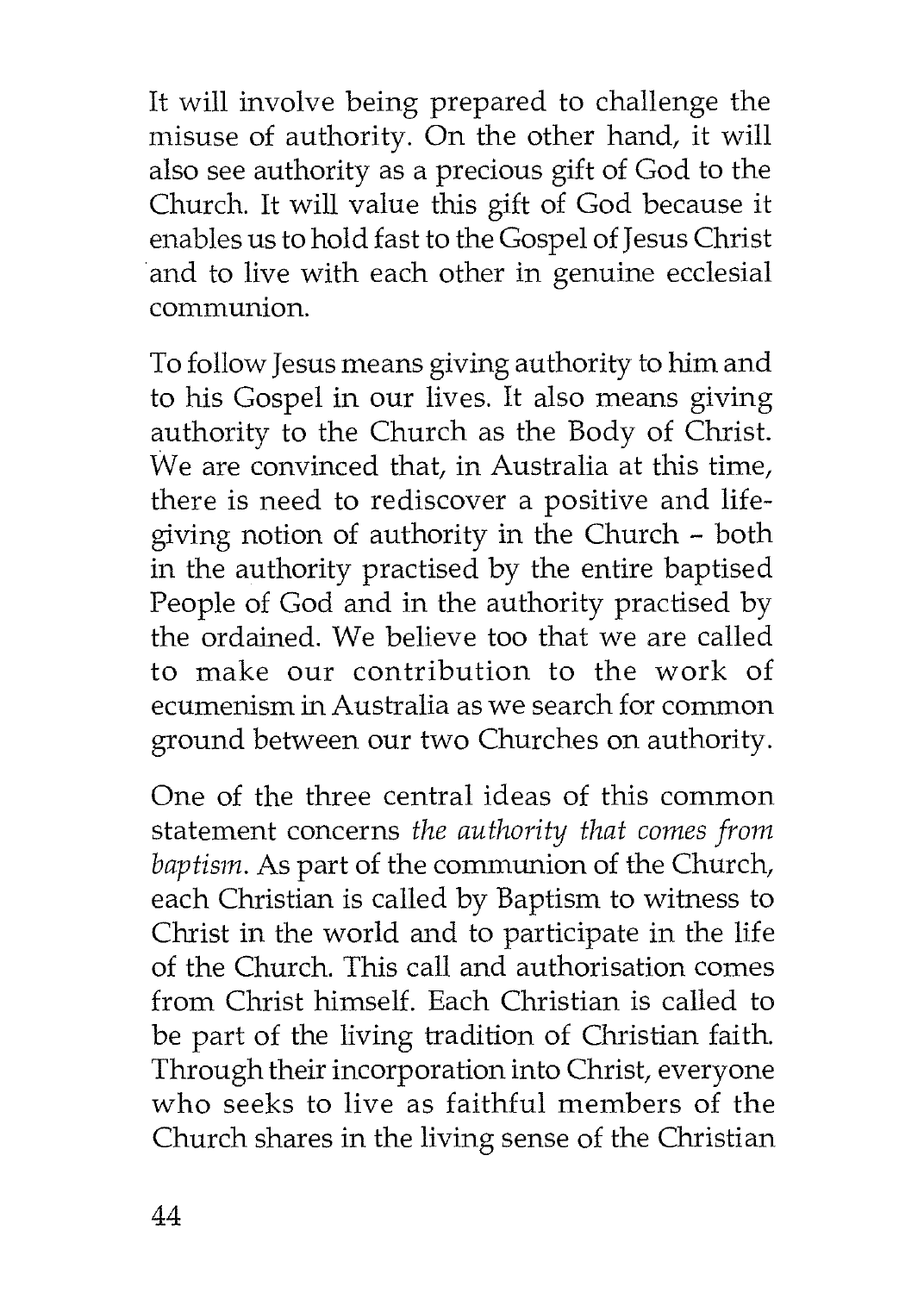It will involve being prepared to challenge the misuse of authority. On the other hand, it will also see authority as a precious gift of God to the Church. It will value this gift of God because it enables us to hold fast to the Gospel of Jesus Christ and to live with each other in genuine ecclesial communion.

To follow Jesus means giving authority to him and to his Gospel in our lives. It also means giving authority to the Church as the Body of Christ. We are convinced that, in Australia at this time, there is need to rediscover a positive and life-giving notion of authority in the Church - both in the authority practised by the entire baptised People of God and in the authority practised by the ordained. We believe too that we are called to make our contribution to the work of ecumenism in Australia as we search for common ground between our two Churches on authority.

One of the three central ideas of this common statement concerns *the authority that comes from baptism*. As part of the communion of the Church, each Christian is called by Baptism to witness to Christ in the world and to participate in the life of the Church. This call and authorisation comes from Christ himself. Each Christian is called to be part of the living tradition of Christian faith. Through their incorporation into Christ, everyone who seeks to live as faithful members of the Church shares in the living sense of the Christian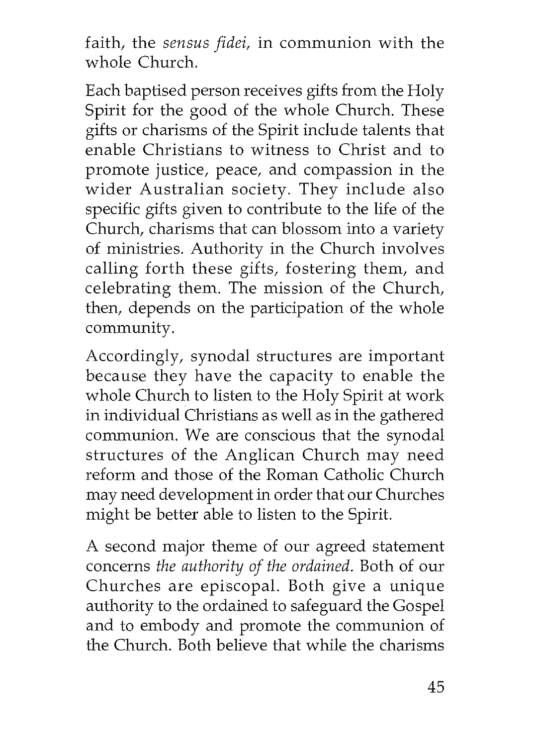faith, the *sensus fidei*, in communion with the whole Church.

Each baptised person receives gifts from the Holy Spirit for the good of the whole Church. These gifts or charisms of the Spirit include talents that enable Christians to witness to Christ and to promote justice, peace, and compassion in the wider Australian society. They include also specific gifts given to contribute to the life of the Church, charisms that can blossom into a variety of ministries. Authority in the Church involves calling forth these gifts, fostering them, and celebrating them. The mission of the Church, then, depends on the participation of the whole community.

Accordingly, synodal structures are important because they have the capacity to enable the whole Church to listen to the Holy Spirit at work in individual Christians as well as in the gathered communion. We are conscious that the synodal structures of the Anglican Church may need reform and those of the Roman Catholic Church may need development in order that our Churches might be better able to listen to the Spirit.

A second major theme of our agreed statement concerns *the authority of the ordained*. Both of our Churches are episcopal. Both give a unique authority to the ordained to safeguard the Gospel and to embody and promote the communion of the Church. Both believe that while the charisms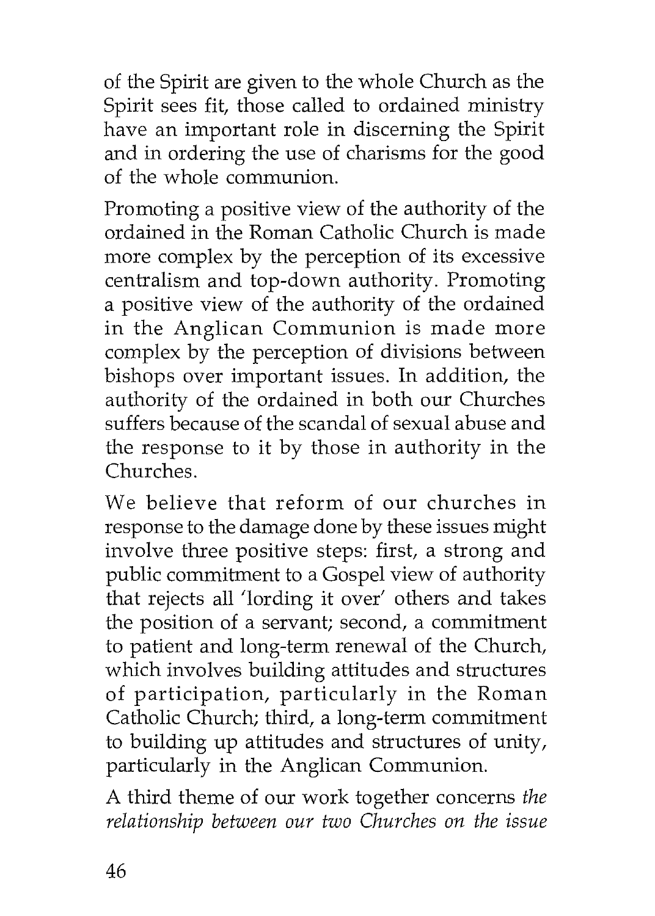of the Spirit are given to the whole Church as the Spirit sees fit, those called to ordained ministry have an important role in discerning the Spirit and in ordering the use of charisms for the good of the whole communion.

Promoting a positive view of the authority of the ordained in the Roman Catholic Church is made more complex by the perception of its excessive centralism and top-down authority. Promoting a positive view of the authority of the ordained in the Anglican Communion is made more complex by the perception of divisions between bishops over important issues. In addition, the authority of the ordained in both our Churches suffers because of the scandal of sexual abuse and the response to it by those in authority in the Churches.

We believe that reform of our churches in response to the damage done by these issues might involve three positive steps: first, a strong and public commitment to a Gospel view of authority that rejects all 'lording it over' others and takes the position of a servant; second, a commitment to patient and long-term renewal of the Church, which involves building attitudes and structures of participation, particularly in the Roman Catholic Church; third, a long-term commitment to building up attitudes and structures of unity, particularly in the Anglican Communion.

A third theme of our work together concerns *the relationship between our two Churches on the issue*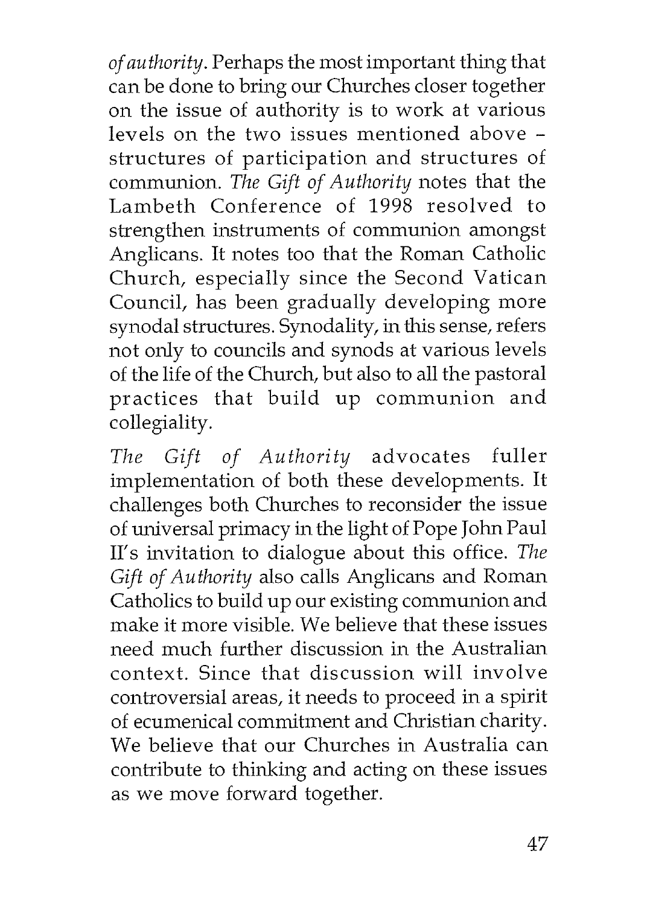*of authority*. Perhaps the most important thing that can be done to bring our Churches closer together on the issue of authority is to work at various levels on the two issues mentioned above – structures of participation and structures of communion. *The Gift of Authority* notes that the Lambeth Conference of 1998 resolved to strengthen instruments of communion amongst Anglicans. It notes too that the Roman Catholic Church, especially since the Second Vatican Council, has been gradually developing more synodal structures. Synodality, in this sense, refers not only to councils and synods at various levels of the life of the Church, but also to all the pastoral practices that build up communion and collegiality.

*The Gift of Authority* advocates fuller implementation of both these developments. It challenges both Churches to reconsider the issue of universal primacy in the light of Pope John Paul II's invitation to dialogue about this office. *The Gift of Authority* also calls Anglicans and Roman Catholics to build up our existing communion and make it more visible. We believe that these issues need much further discussion in the Australian context. Since that discussion will involve controversial areas, it needs to proceed in a spirit of ecumenical commitment and Christian charity. We believe that our Churches in Australia can contribute to thinking and acting on these issues as we move forward together.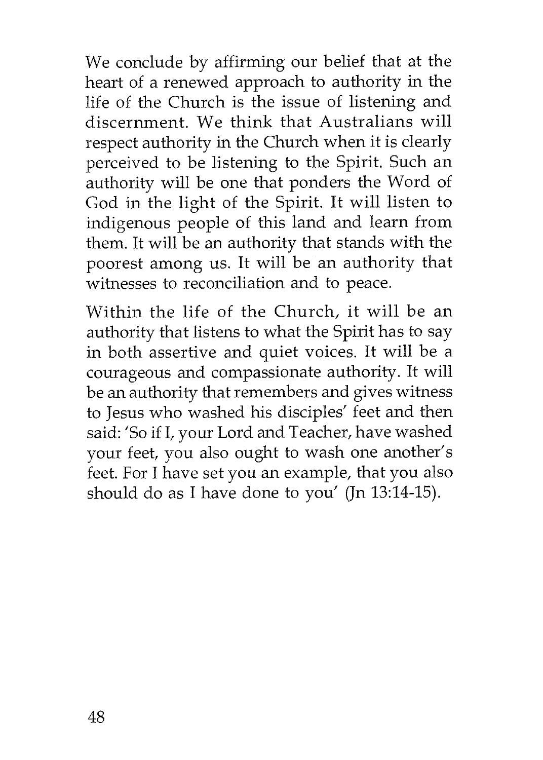We conclude by affirming our belief that at the heart of a renewed approach to authority in the life of the Church is the issue of listening and discernment. We think that Australians will respect authority in the Church when it is clearly perceived to be listening to the Spirit. Such an authority will be one that ponders the Word of God in the light of the Spirit. It will listen to indigenous people of this land and learn from them. It will be an authority that stands with the poorest among us. It will be an authority that witnesses to reconciliation and to peace.

Within the life of the Church, it will be an authority that listens to what the Spirit has to say in both assertive and quiet voices. It will be a courageous and compassionate authority. It will be an authority that remembers and gives witness to Jesus who washed his disciples' feet and then said: 'So if I, your Lord and Teacher, have washed your feet, you also ought to wash one another's feet. For I have set you an example, that you also should do as I have done to you' (Jn 13:14-15).